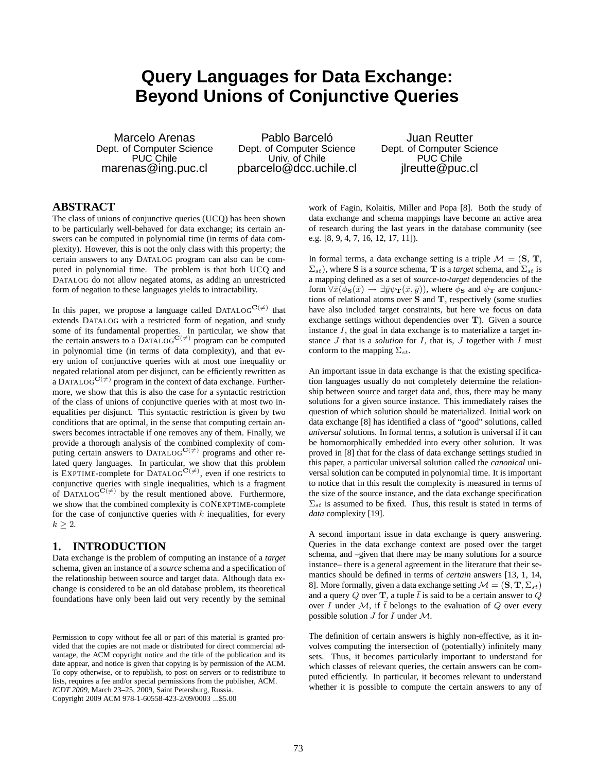# Query Languages for Data Exchange: Beyond Unions of Conjunctive Queries

Marcelo Arenas
Dept. of Computer Science
PUC Chile
marenas@ing.puc.cl

Pablo Barceló
Dept. of Computer Science
Univ. of Chile
pbarcelo@dcc.uchile.cl

Juan Reutter
Dept. of Computer Science
PUC Chile
jlreutte@puc.cl

## ABSTRACT

The class of unions of conjunctive queries (UCQ) has been shown to be particularly well-behaved for data exchange; its certain answers can be computed in polynomial time (in terms of data complexity). However, this is not the only class with this property; the certain answers to any DATALOG program can also can be computed in polynomial time. The problem is that both UCQ and DATALOG do not allow negated atoms, as adding an unrestricted form of negation to these languages yields to intractability.

In this paper, we propose a language called DATALOG$^{\mathbf{C}(\neq)}$ that extends DATALOG with a restricted form of negation, and study some of its fundamental properties. In particular, we show that the certain answers to a DATALOG$^{\mathbf{C}(\neq)}$ program can be computed in polynomial time (in terms of data complexity), and that every union of conjunctive queries with at most one inequality or negated relational atom per disjunct, can be efficiently rewritten as a DATALOG$^{\mathbf{C}(\neq)}$ program in the context of data exchange. Furthermore, we show that this is also the case for a syntactic restriction of the class of unions of conjunctive queries with at most two inequalities per disjunct. This syntactic restriction is given by two conditions that are optimal, in the sense that computing certain answers becomes intractable if one removes any of them. Finally, we provide a thorough analysis of the combined complexity of computing certain answers to DATALOG$^{\mathbf{C}(\neq)}$ programs and other related query languages. In particular, we show that this problem is EXPTIME-complete for DATALOG$^{\mathbf{C}(\neq)}$, even if one restricts to conjunctive queries with single inequalities, which is a fragment of DATALOG$^{\mathbf{C}(\neq)}$ by the result mentioned above. Furthermore, we show that the combined complexity is CONEXPTIME-complete for the case of conjunctive queries with $k$ inequalities, for every $k \geq 2$.

## 1. INTRODUCTION

Data exchange is the problem of computing an instance of a *target* schema, given an instance of a *source* schema and a specification of the relationship between source and target data. Although data exchange is considered to be an old database problem, its theoretical foundations have only been laid out very recently by the seminal work of Fagin, Kolaitis, Miller and Popa [8]. Both the study of data exchange and schema mappings have become an active area of research during the last years in the database community (see e.g. [8, 9, 4, 7, 16, 12, 17, 11]).

In formal terms, a data exchange setting is a triple $\mathcal{M} = (\mathbf{S}, \mathbf{T}, \Sigma_{st})$, where $\mathbf{S}$ is a *source* schema, $\mathbf{T}$ is a *target* schema, and $\Sigma_{st}$ is a mapping defined as a set of *source-to-target* dependencies of the form $\forall \bar{x}(\phi_{\mathbf{S}}(\bar{x}) \rightarrow \exists \bar{y} \psi_{\mathbf{T}}(\bar{x}, \bar{y}))$, where $\phi_{\mathbf{S}}$ and $\psi_{\mathbf{T}}$ are conjunctions of relational atoms over $\mathbf{S}$ and $\mathbf{T}$, respectively (some studies have also included target constraints, but here we focus on data exchange settings without dependencies over $\mathbf{T}$). Given a source instance $I$, the goal in data exchange is to materialize a target instance $J$ that is a *solution* for $I$, that is, $J$ together with $I$ must conform to the mapping $\Sigma_{st}$.

An important issue in data exchange is that the existing specification languages usually do not completely determine the relationship between source and target data and, thus, there may be many solutions for a given source instance. This immediately raises the question of which solution should be materialized. Initial work on data exchange [8] has identified a class of "good" solutions, called *universal* solutions. In formal terms, a solution is universal if it can be homomorphically embedded into every other solution. It was proved in [8] that for the class of data exchange settings studied in this paper, a particular universal solution called the *canonical* universal solution can be computed in polynomial time. It is important to notice that in this result the complexity is measured in terms of the size of the source instance, and the data exchange specification $\Sigma_{st}$ is assumed to be fixed. Thus, this result is stated in terms of *data* complexity [19].

A second important issue in data exchange is query answering. Queries in the data exchange context are posed over the target schema, and –given that there may be many solutions for a source instance– there is a general agreement in the literature that their semantics should be defined in terms of *certain* answers [13, 1, 14, 8]. More formally, given a data exchange setting $\mathcal{M} = (\mathbf{S}, \mathbf{T}, \Sigma_{st})$ and a query $Q$ over $\mathbf{T}$, a tuple $\bar{t}$ is said to be a certain answer to $Q$ over $I$ under $\mathcal{M}$, if $\bar{t}$ belongs to the evaluation of $Q$ over every possible solution $J$ for $I$ under $\mathcal{M}$.

The definition of certain answers is highly non-effective, as it involves computing the intersection of (potentially) infinitely many sets. Thus, it becomes particularly important to understand for which classes of relevant queries, the certain answers can be computed efficiently. In particular, it becomes relevant to understand whether it is possible to compute the certain answers to any of

Permission to copy without fee all or part of this material is granted provided that the copies are not made or distributed for direct commercial advantage, the ACM copyright notice and the title of the publication and its date appear, and notice is given that copying is by permission of the ACM. To copy otherwise, or to republish, to post on servers or to redistribute to lists, requires a fee and/or special permissions from the publisher, ACM.
*ICDT 2009*, March 23–25, 2009, Saint Petersburg, Russia.
Copyright 2009 ACM 978-1-60558-423-2/09/0003 ...$5.00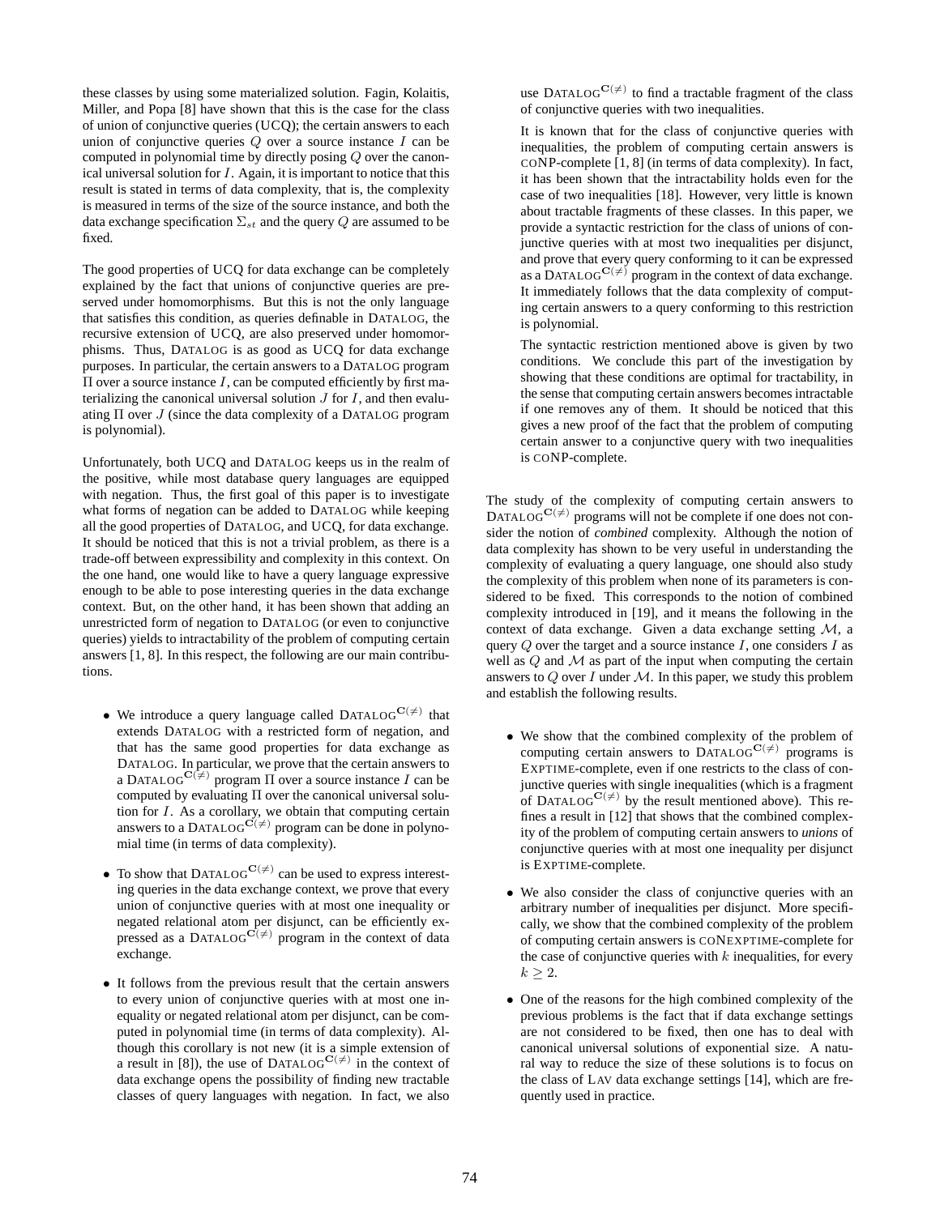these classes by using some materialized solution. Fagin, Kolaitis, Miller, and Popa [8] have shown that this is the case for the class of union of conjunctive queries (UCQ); the certain answers to each union of conjunctive queries $Q$ over a source instance $I$ can be computed in polynomial time by directly posing $Q$ over the canonical universal solution for $I$. Again, it is important to notice that this result is stated in terms of data complexity, that is, the complexity is measured in terms of the size of the source instance, and both the data exchange specification $\Sigma_{st}$ and the query $Q$ are assumed to be fixed.

The good properties of UCQ for data exchange can be completely explained by the fact that unions of conjunctive queries are preserved under homomorphisms. But this is not the only language that satisfies this condition, as queries definable in DATALOG, the recursive extension of UCQ, are also preserved under homomorphisms. Thus, DATALOG is as good as UCQ for data exchange purposes. In particular, the certain answers to a DATALOG program $\Pi$ over a source instance $I$, can be computed efficiently by first materializing the canonical universal solution $J$ for $I$, and then evaluating $\Pi$ over $J$ (since the data complexity of a DATALOG program is polynomial).

Unfortunately, both UCQ and DATALOG keeps us in the realm of the positive, while most database query languages are equipped with negation. Thus, the first goal of this paper is to investigate what forms of negation can be added to DATALOG while keeping all the good properties of DATALOG, and UCQ, for data exchange. It should be noticed that this is not a trivial problem, as there is a trade-off between expressibility and complexity in this context. On the one hand, one would like to have a query language expressive enough to be able to pose interesting queries in the data exchange context. But, on the other hand, it has been shown that adding an unrestricted form of negation to DATALOG (or even to conjunctive queries) yields to intractability of the problem of computing certain answers [1, 8]. In this respect, the following are our main contributions.

- We introduce a query language called $\text{DATALOG}^{\mathbf{C}(\neq)}$ that extends DATALOG with a restricted form of negation, and that has the same good properties for data exchange as DATALOG. In particular, we prove that the certain answers to a $\text{DATALOG}^{\mathbf{C}(\neq)}$ program $\Pi$ over a source instance $I$ can be computed by evaluating $\Pi$ over the canonical universal solution for $I$. As a corollary, we obtain that computing certain answers to a $\text{DATALOG}^{\mathbf{C}(\neq)}$ program can be done in polynomial time (in terms of data complexity).
- To show that $\text{DATALOG}^{\mathbf{C}(\neq)}$ can be used to express interesting queries in the data exchange context, we prove that every union of conjunctive queries with at most one inequality or negated relational atom per disjunct, can be efficiently expressed as a $\text{DATALOG}^{\mathbf{C}(\neq)}$ program in the context of data exchange.
- It follows from the previous result that the certain answers to every union of conjunctive queries with at most one inequality or negated relational atom per disjunct, can be computed in polynomial time (in terms of data complexity). Although this corollary is not new (it is a simple extension of a result in [8]), the use of $\text{DATALOG}^{\mathbf{C}(\neq)}$ in the context of data exchange opens the possibility of finding new tractable classes of query languages with negation. In fact, we also use $\text{DATALOG}^{\mathbf{C}(\neq)}$ to find a tractable fragment of the class of conjunctive queries with two inequalities.

  It is known that for the class of conjunctive queries with inequalities, the problem of computing certain answers is CONP-complete [1, 8] (in terms of data complexity). In fact, it has been shown that the intractability holds even for the case of two inequalities [18]. However, very little is known about tractable fragments of these classes. In this paper, we provide a syntactic restriction for the class of unions of conjunctive queries with at most two inequalities per disjunct, and prove that every query conforming to it can be expressed as a $\text{DATALOG}^{\mathbf{C}(\neq)}$ program in the context of data exchange. It immediately follows that the data complexity of computing certain answers to a query conforming to this restriction is polynomial.

  The syntactic restriction mentioned above is given by two conditions. We conclude this part of the investigation by showing that these conditions are optimal for tractability, in the sense that computing certain answers becomes intractable if one removes any of them. It should be noticed that this gives a new proof of the fact that the problem of computing certain answer to a conjunctive query with two inequalities is CONP-complete.

The study of the complexity of computing certain answers to $\text{DATALOG}^{\mathbf{C}(\neq)}$ programs will not be complete if one does not consider the notion of *combined* complexity. Although the notion of data complexity has shown to be very useful in understanding the complexity of evaluating a query language, one should also study the complexity of this problem when none of its parameters is considered to be fixed. This corresponds to the notion of combined complexity introduced in [19], and it means the following in the context of data exchange. Given a data exchange setting $\mathcal{M}$, a query $Q$ over the target and a source instance $I$, one considers $I$ as well as $Q$ and $\mathcal{M}$ as part of the input when computing the certain answers to $Q$ over $I$ under $\mathcal{M}$. In this paper, we study this problem and establish the following results.

- We show that the combined complexity of the problem of computing certain answers to $\text{DATALOG}^{\mathbf{C}(\neq)}$ programs is EXPTIME-complete, even if one restricts to the class of conjunctive queries with single inequalities (which is a fragment of $\text{DATALOG}^{\mathbf{C}(\neq)}$ by the result mentioned above). This refines a result in [12] that shows that the combined complexity of the problem of computing certain answers to *unions* of conjunctive queries with at most one inequality per disjunct is EXPTIME-complete.
- We also consider the class of conjunctive queries with an arbitrary number of inequalities per disjunct. More specifically, we show that the combined complexity of the problem of computing certain answers is CONEXPTIME-complete for the case of conjunctive queries with $k$ inequalities, for every $k \geq 2$.
- One of the reasons for the high combined complexity of the previous problems is the fact that if data exchange settings are not considered to be fixed, then one has to deal with canonical universal solutions of exponential size. A natural way to reduce the size of these solutions is to focus on the class of LAV data exchange settings [14], which are frequently used in practice.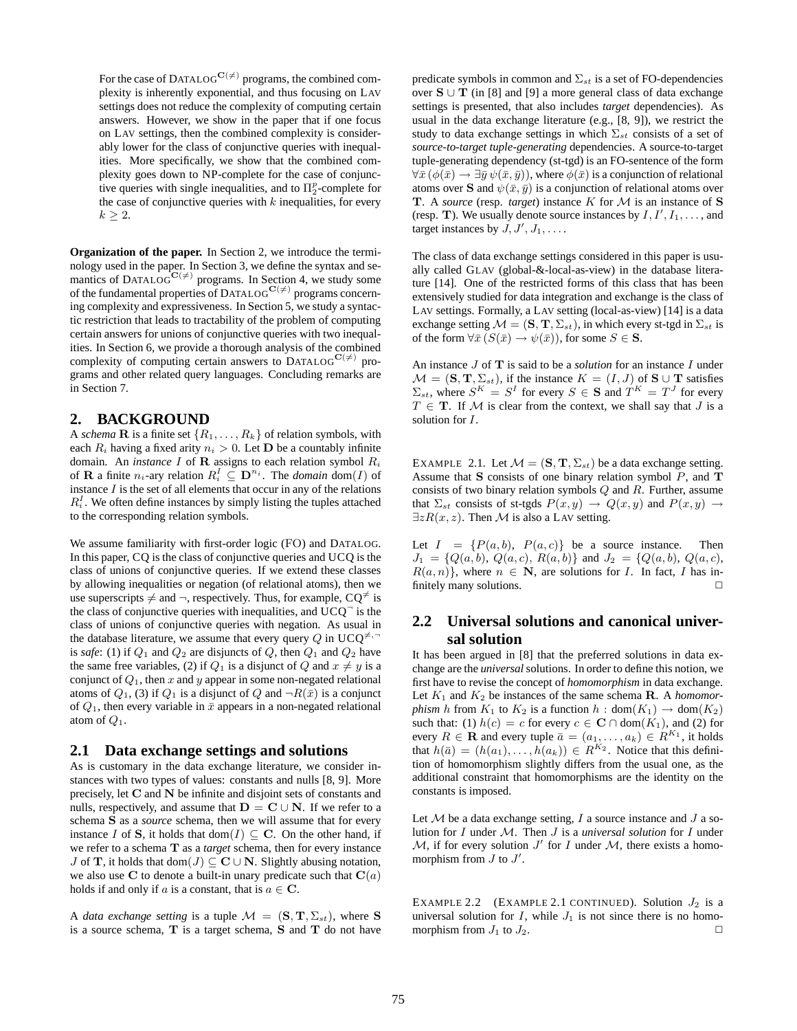For the case of $\text{DATALOG}^{\mathbf{C}(\neq)}$ programs, the combined complexity is inherently exponential, and thus focusing on LAV settings does not reduce the complexity of computing certain answers. However, we show in the paper that if one focus on LAV settings, then the combined complexity is considerably lower for the class of conjunctive queries with inequalities. More specifically, we show that the combined complexity goes down to NP-complete for the case of conjunctive queries with single inequalities, and to $\Pi_2^p$-complete for the case of conjunctive queries with $k$ inequalities, for every $k \geq 2$.

**Organization of the paper.** In Section 2, we introduce the terminology used in the paper. In Section 3, we define the syntax and semantics of $\text{DATALOG}^{\mathbf{C}(\neq)}$ programs. In Section 4, we study some of the fundamental properties of $\text{DATALOG}^{\mathbf{C}(\neq)}$ programs concerning complexity and expressiveness. In Section 5, we study a syntactic restriction that leads to tractability of the problem of computing certain answers for unions of conjunctive queries with two inequalities. In Section 6, we provide a thorough analysis of the combined complexity of computing certain answers to $\text{DATALOG}^{\mathbf{C}(\neq)}$ programs and other related query languages. Concluding remarks are in Section 7.

## 2. BACKGROUND

A *schema* $\mathbf{R}$ is a finite set $\{R_1, \ldots, R_k\}$ of relation symbols, with each $R_i$ having a fixed arity $n_i > 0$. Let $\mathbf{D}$ be a countably infinite domain. An *instance* $I$ of $\mathbf{R}$ assigns to each relation symbol $R_i$ of $\mathbf{R}$ a finite $n_i$-ary relation $R_i^I \subseteq \mathbf{D}^{n_i}$. The *domain* $\text{dom}(I)$ of instance $I$ is the set of all elements that occur in any of the relations $R_i^I$. We often define instances by simply listing the tuples attached to the corresponding relation symbols.

We assume familiarity with first-order logic (FO) and DATALOG. In this paper, CQ is the class of conjunctive queries and UCQ is the class of unions of conjunctive queries. If we extend these classes by allowing inequalities or negation (of relational atoms), then we use superscripts $\neq$ and $\neg$, respectively. Thus, for example, $\text{CQ}^{\neq}$ is the class of conjunctive queries with inequalities, and $\text{UCQ}^{\neg}$ is the class of unions of conjunctive queries with negation. As usual in the database literature, we assume that every query $Q$ in $\text{UCQ}^{\neq,\neg}$ is *safe*: (1) if $Q_1$ and $Q_2$ are disjuncts of $Q$, then $Q_1$ and $Q_2$ have the same free variables, (2) if $Q_1$ is a disjunct of $Q$ and $x \neq y$ is a conjunct of $Q_1$, then $x$ and $y$ appear in some non-negated relational atoms of $Q_1$, (3) if $Q_1$ is a disjunct of $Q$ and $\neg R(\bar{x})$ is a conjunct of $Q_1$, then every variable in $\bar{x}$ appears in a non-negated relational atom of $Q_1$.

### 2.1 Data exchange settings and solutions

As is customary in the data exchange literature, we consider instances with two types of values: constants and nulls [8, 9]. More precisely, let $\mathbf{C}$ and $\mathbf{N}$ be infinite and disjoint sets of constants and nulls, respectively, and assume that $\mathbf{D} = \mathbf{C} \cup \mathbf{N}$. If we refer to a schema $\mathbf{S}$ as a *source* schema, then we will assume that for every instance $I$ of $\mathbf{S}$, it holds that $\text{dom}(I) \subseteq \mathbf{C}$. On the other hand, if we refer to a schema $\mathbf{T}$ as a *target* schema, then for every instance $J$ of $\mathbf{T}$, it holds that $\text{dom}(J) \subseteq \mathbf{C} \cup \mathbf{N}$. Slightly abusing notation, we also use $\mathbf{C}$ to denote a built-in unary predicate such that $\mathbf{C}(a)$ holds if and only if $a$ is a constant, that is $a \in \mathbf{C}$.

A *data exchange setting* is a tuple $\mathcal{M} = (\mathbf{S}, \mathbf{T}, \Sigma_{st})$, where $\mathbf{S}$ is a source schema, $\mathbf{T}$ is a target schema, $\mathbf{S}$ and $\mathbf{T}$ do not have predicate symbols in common and $\Sigma_{st}$ is a set of FO-dependencies over $\mathbf{S} \cup \mathbf{T}$ (in [8] and [9] a more general class of data exchange settings is presented, that also includes *target* dependencies). As usual in the data exchange literature (e.g., [8, 9]), we restrict the study to data exchange settings in which $\Sigma_{st}$ consists of a set of *source-to-target tuple-generating* dependencies. A source-to-target tuple-generating dependency (st-tgd) is an FO-sentence of the form $\forall \bar{x}\, (\phi(\bar{x}) \rightarrow \exists \bar{y}\, \psi(\bar{x}, \bar{y}))$, where $\phi(\bar{x})$ is a conjunction of relational atoms over $\mathbf{S}$ and $\psi(\bar{x}, \bar{y})$ is a conjunction of relational atoms over $\mathbf{T}$. A *source* (resp. *target*) instance $K$ for $\mathcal{M}$ is an instance of $\mathbf{S}$ (resp. $\mathbf{T}$). We usually denote source instances by $I, I', I_1, \ldots$, and target instances by $J, J', J_1, \ldots$.

The class of data exchange settings considered in this paper is usually called GLAV (global-&-local-as-view) in the database literature [14]. One of the restricted forms of this class that has been extensively studied for data integration and exchange is the class of LAV settings. Formally, a LAV setting (local-as-view) [14] is a data exchange setting $\mathcal{M} = (\mathbf{S}, \mathbf{T}, \Sigma_{st})$, in which every st-tgd in $\Sigma_{st}$ is of the form $\forall \bar{x}\, (S(\bar{x}) \rightarrow \psi(\bar{x}))$, for some $S \in \mathbf{S}$.

An instance $J$ of $\mathbf{T}$ is said to be a *solution* for an instance $I$ under $\mathcal{M} = (\mathbf{S}, \mathbf{T}, \Sigma_{st})$, if the instance $K = (I, J)$ of $\mathbf{S} \cup \mathbf{T}$ satisfies $\Sigma_{st}$, where $S^K = S^I$ for every $S \in \mathbf{S}$ and $T^K = T^J$ for every $T \in \mathbf{T}$. If $\mathcal{M}$ is clear from the context, we shall say that $J$ is a solution for $I$.

EXAMPLE 2.1. Let $\mathcal{M} = (\mathbf{S}, \mathbf{T}, \Sigma_{st})$ be a data exchange setting. Assume that $\mathbf{S}$ consists of one binary relation symbol $P$, and $\mathbf{T}$ consists of two binary relation symbols $Q$ and $R$. Further, assume that $\Sigma_{st}$ consists of st-tgds $P(x, y) \rightarrow Q(x, y)$ and $P(x, y) \rightarrow \exists z R(x, z)$. Then $\mathcal{M}$ is also a LAV setting.

Let $I = \{P(a, b),\ P(a, c)\}$ be a source instance. Then $J_1 = \{Q(a, b),\ Q(a, c),\ R(a, b)\}$ and $J_2 = \{Q(a, b),\ Q(a, c),\ R(a, n)\}$, where $n \in \mathbf{N}$, are solutions for $I$. In fact, $I$ has infinitely many solutions. □

### 2.2 Universal solutions and canonical universal solution

It has been argued in [8] that the preferred solutions in data exchange are the *universal* solutions. In order to define this notion, we first have to revise the concept of *homomorphism* in data exchange. Let $K_1$ and $K_2$ be instances of the same schema $\mathbf{R}$. A *homomorphism* $h$ from $K_1$ to $K_2$ is a function $h : \text{dom}(K_1) \rightarrow \text{dom}(K_2)$ such that: (1) $h(c) = c$ for every $c \in \mathbf{C} \cap \text{dom}(K_1)$, and (2) for every $R \in \mathbf{R}$ and every tuple $\bar{a} = (a_1, \ldots, a_k) \in R^{K_1}$, it holds that $h(\bar{a}) = (h(a_1), \ldots, h(a_k)) \in R^{K_2}$. Notice that this definition of homomorphism slightly differs from the usual one, as the additional constraint that homomorphisms are the identity on the constants is imposed.

Let $\mathcal{M}$ be a data exchange setting, $I$ a source instance and $J$ a solution for $I$ under $\mathcal{M}$. Then $J$ is a *universal solution* for $I$ under $\mathcal{M}$, if for every solution $J'$ for $I$ under $\mathcal{M}$, there exists a homomorphism from $J$ to $J'$.

EXAMPLE 2.2 (EXAMPLE 2.1 CONTINUED). Solution $J_2$ is a universal solution for $I$, while $J_1$ is not since there is no homomorphism from $J_1$ to $J_2$. □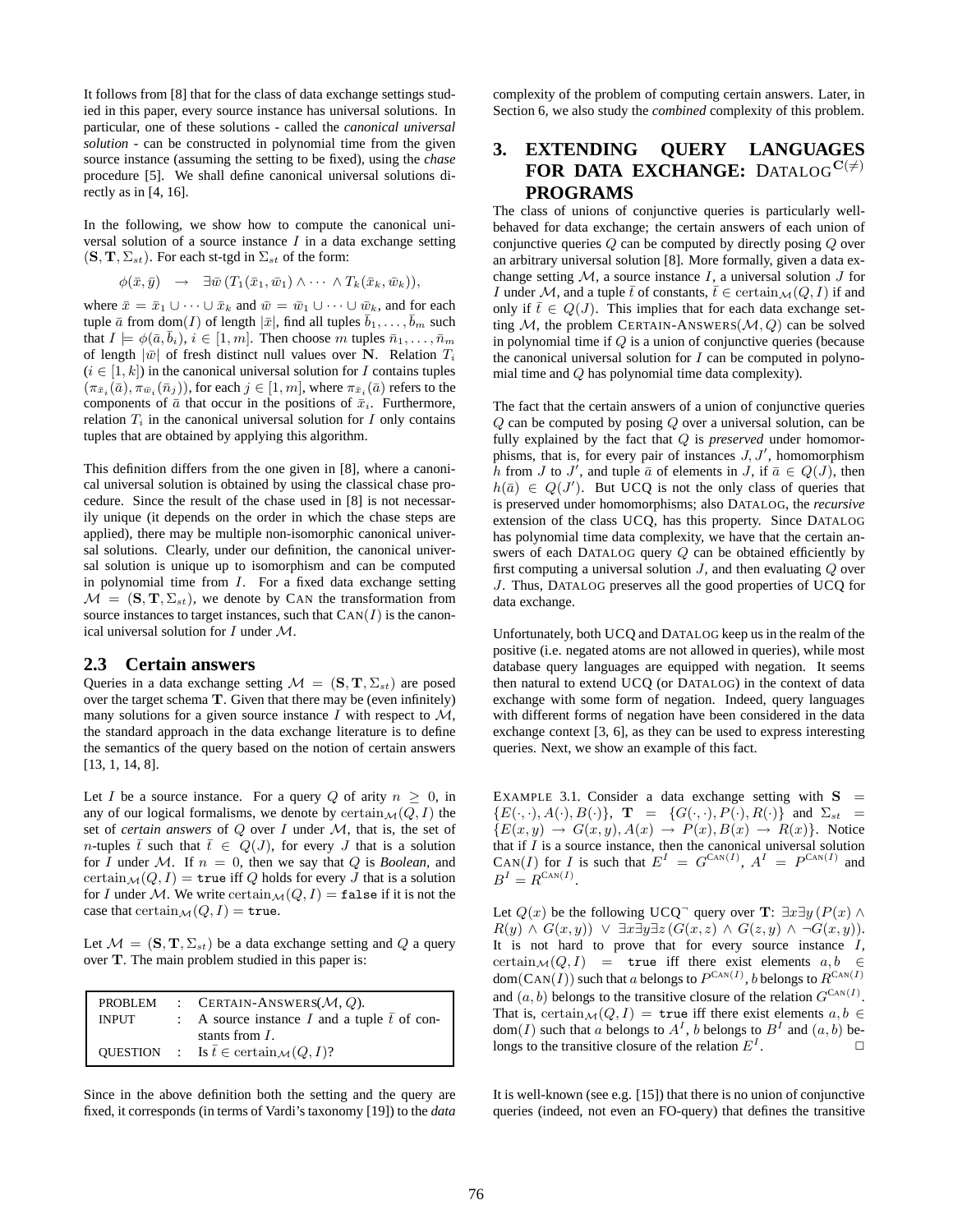It follows from [8] that for the class of data exchange settings studied in this paper, every source instance has universal solutions. In particular, one of these solutions - called the *canonical universal solution* - can be constructed in polynomial time from the given source instance (assuming the setting to be fixed), using the *chase* procedure [5]. We shall define canonical universal solutions directly as in [4, 16].

In the following, we show how to compute the canonical universal solution of a source instance $I$ in a data exchange setting $(\mathbf{S}, \mathbf{T}, \Sigma_{st})$. For each st-tgd in $\Sigma_{st}$ of the form:

$$\phi(\bar{x}, \bar{y}) \quad \rightarrow \quad \exists \bar{w}\, (T_1(\bar{x}_1, \bar{w}_1) \wedge \cdots \wedge T_k(\bar{x}_k, \bar{w}_k)),$$

where $\bar{x} = \bar{x}_1 \cup \cdots \cup \bar{x}_k$ and $\bar{w} = \bar{w}_1 \cup \cdots \cup \bar{w}_k$, and for each tuple $\bar{a}$ from $\text{dom}(I)$ of length $|\bar{x}|$, find all tuples $\bar{b}_1, \ldots, \bar{b}_m$ such that $I \models \phi(\bar{a}, \bar{b}_i)$, $i \in [1, m]$. Then choose $m$ tuples $\bar{n}_1, \ldots, \bar{n}_m$ of length $|\bar{w}|$ of fresh distinct null values over $\mathbf{N}$. Relation $T_i$ ($i \in [1, k]$) in the canonical universal solution for $I$ contains tuples $(\pi_{\bar{x}_i}(\bar{a}), \pi_{\bar{w}_i}(\bar{n}_j))$, for each $j \in [1, m]$, where $\pi_{\bar{x}_i}(\bar{a})$ refers to the components of $\bar{a}$ that occur in the positions of $\bar{x}_i$. Furthermore, relation $T_i$ in the canonical universal solution for $I$ only contains tuples that are obtained by applying this algorithm.

This definition differs from the one given in [8], where a canonical universal solution is obtained by using the classical chase procedure. Since the result of the chase used in [8] is not necessarily unique (it depends on the order in which the chase steps are applied), there may be multiple non-isomorphic canonical universal solutions. Clearly, under our definition, the canonical universal solution is unique up to isomorphism and can be computed in polynomial time from $I$. For a fixed data exchange setting $\mathcal{M} = (\mathbf{S}, \mathbf{T}, \Sigma_{st})$, we denote by CAN the transformation from source instances to target instances, such that $\text{CAN}(I)$ is the canonical universal solution for $I$ under $\mathcal{M}$.

### 2.3 Certain answers

Queries in a data exchange setting $\mathcal{M} = (\mathbf{S}, \mathbf{T}, \Sigma_{st})$ are posed over the target schema $\mathbf{T}$. Given that there may be (even infinitely) many solutions for a given source instance $I$ with respect to $\mathcal{M}$, the standard approach in the data exchange literature is to define the semantics of the query based on the notion of certain answers [13, 1, 14, 8].

Let $I$ be a source instance. For a query $Q$ of arity $n \geq 0$, in any of our logical formalisms, we denote by $\text{certain}_{\mathcal{M}}(Q, I)$ the set of *certain answers* of $Q$ over $I$ under $\mathcal{M}$, that is, the set of $n$-tuples $\bar{t}$ such that $\bar{t} \in Q(J)$, for every $J$ that is a solution for $I$ under $\mathcal{M}$. If $n = 0$, then we say that $Q$ is *Boolean*, and $\text{certain}_{\mathcal{M}}(Q, I) = \texttt{true}$ iff $Q$ holds for every $J$ that is a solution for $I$ under $\mathcal{M}$. We write $\text{certain}_{\mathcal{M}}(Q, I) = \texttt{false}$ if it is not the case that $\text{certain}_{\mathcal{M}}(Q, I) = \texttt{true}$.

Let $\mathcal{M} = (\mathbf{S}, \mathbf{T}, \Sigma_{st})$ be a data exchange setting and $Q$ a query over $\mathbf{T}$. The main problem studied in this paper is:

| | | |
|---|---|---|
| PROBLEM | : | CERTAIN-ANSWERS($\mathcal{M}$, $Q$). |
| INPUT | : | A source instance $I$ and a tuple $\bar{t}$ of constants from $I$. |
| QUESTION | : | Is $\bar{t} \in \text{certain}_{\mathcal{M}}(Q, I)$? |

Since in the above definition both the setting and the query are fixed, it corresponds (in terms of Vardi's taxonomy [19]) to the *data* complexity of the problem of computing certain answers. Later, in Section 6, we also study the *combined* complexity of this problem.

## 3. EXTENDING QUERY LANGUAGES FOR DATA EXCHANGE: DATALOG$^{\mathbf{C}(\neq)}$ PROGRAMS

The class of unions of conjunctive queries is particularly well-behaved for data exchange; the certain answers of each union of conjunctive queries $Q$ can be computed by directly posing $Q$ over an arbitrary universal solution [8]. More formally, given a data exchange setting $\mathcal{M}$, a source instance $I$, a universal solution $J$ for $I$ under $\mathcal{M}$, and a tuple $\bar{t}$ of constants, $\bar{t} \in \text{certain}_{\mathcal{M}}(Q, I)$ if and only if $\bar{t} \in Q(J)$. This implies that for each data exchange setting $\mathcal{M}$, the problem CERTAIN-ANSWERS($\mathcal{M}, Q$) can be solved in polynomial time if $Q$ is a union of conjunctive queries (because the canonical universal solution for $I$ can be computed in polynomial time and $Q$ has polynomial time data complexity).

The fact that the certain answers of a union of conjunctive queries $Q$ can be computed by posing $Q$ over a universal solution, can be fully explained by the fact that $Q$ is *preserved* under homomorphisms, that is, for every pair of instances $J, J'$, homomorphism $h$ from $J$ to $J'$, and tuple $\bar{a}$ of elements in $J$, if $\bar{a} \in Q(J)$, then $h(\bar{a}) \in Q(J')$. But UCQ is not the only class of queries that is preserved under homomorphisms; also DATALOG, the *recursive* extension of the class UCQ, has this property. Since DATALOG has polynomial time data complexity, we have that the certain answers of each DATALOG query $Q$ can be obtained efficiently by first computing a universal solution $J$, and then evaluating $Q$ over $J$. Thus, DATALOG preserves all the good properties of UCQ for data exchange.

Unfortunately, both UCQ and DATALOG keep us in the realm of the positive (i.e. negated atoms are not allowed in queries), while most database query languages are equipped with negation. It seems then natural to extend UCQ (or DATALOG) in the context of data exchange with some form of negation. Indeed, query languages with different forms of negation have been considered in the data exchange context [3, 6], as they can be used to express interesting queries. Next, we show an example of this fact.

EXAMPLE 3.1. Consider a data exchange setting with $\mathbf{S} = \{E(\cdot,\cdot), A(\cdot), B(\cdot)\}$, $\mathbf{T} = \{G(\cdot,\cdot), P(\cdot), R(\cdot)\}$ and $\Sigma_{st} = \{E(x,y) \rightarrow G(x,y), A(x) \rightarrow P(x), B(x) \rightarrow R(x)\}$. Notice that if $I$ is a source instance, then the canonical universal solution $\text{CAN}(I)$ for $I$ is such that $E^I = G^{\text{CAN}(I)}$, $A^I = P^{\text{CAN}(I)}$ and $B^I = R^{\text{CAN}(I)}$.

Let $Q(x)$ be the following UCQ$^\neg$ query over $\mathbf{T}$: $\exists x \exists y\, (P(x) \wedge R(y) \wedge G(x,y)) \;\vee\; \exists x \exists y \exists z\, (G(x,z) \wedge G(z,y) \wedge \neg G(x,y))$. It is not hard to prove that for every source instance $I$, $\text{certain}_{\mathcal{M}}(Q, I) = \texttt{true}$ iff there exist elements $a, b \in \text{dom}(\text{CAN}(I))$ such that $a$ belongs to $P^{\text{CAN}(I)}$, $b$ belongs to $R^{\text{CAN}(I)}$ and $(a, b)$ belongs to the transitive closure of the relation $G^{\text{CAN}(I)}$. That is, $\text{certain}_{\mathcal{M}}(Q, I) = \texttt{true}$ iff there exist elements $a, b \in \text{dom}(I)$ such that $a$ belongs to $A^I$, $b$ belongs to $B^I$ and $(a, b)$ belongs to the transitive closure of the relation $E^I$. $\square$

It is well-known (see e.g. [15]) that there is no union of conjunctive queries (indeed, not even an FO-query) that defines the transitive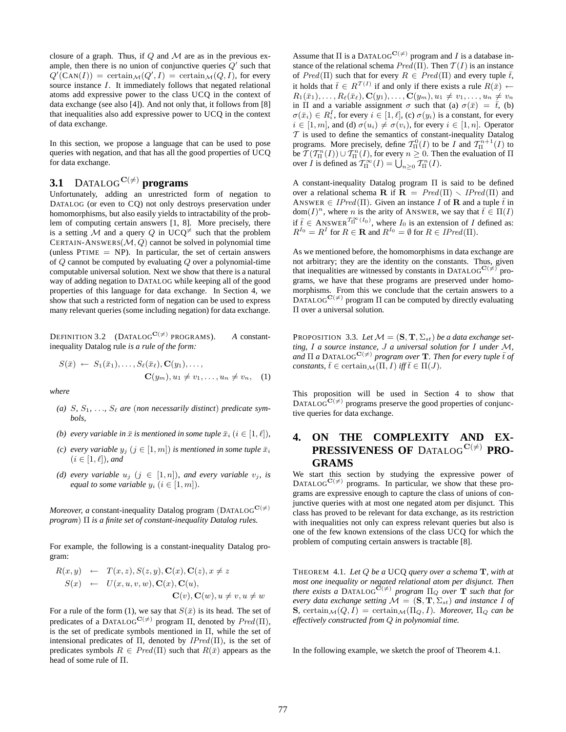closure of a graph. Thus, if $Q$ and $\mathcal{M}$ are as in the previous example, then there is no union of conjunctive queries $Q'$ such that $Q'(\text{CAN}(I)) = \text{certain}_{\mathcal{M}}(Q', I) = \text{certain}_{\mathcal{M}}(Q, I)$, for every source instance $I$. It immediately follows that negated relational atoms add expressive power to the class UCQ in the context of data exchange (see also [4]). And not only that, it follows from [8] that inequalities also add expressive power to UCQ in the context of data exchange.

In this section, we propose a language that can be used to pose queries with negation, and that has all the good properties of UCQ for data exchange.

### 3.1 DATALOG$^{\mathbf{C}(\neq)}$ programs

Unfortunately, adding an unrestricted form of negation to DATALOG (or even to CQ) not only destroys preservation under homomorphisms, but also easily yields to intractability of the problem of computing certain answers [1, 8]. More precisely, there is a setting $\mathcal{M}$ and a query $Q$ in UCQ$^{\neq}$ such that the problem CERTAIN-ANSWERS($\mathcal{M}, Q$) cannot be solved in polynomial time (unless PTIME = NP). In particular, the set of certain answers of $Q$ cannot be computed by evaluating $Q$ over a polynomial-time computable universal solution. Next we show that there is a natural way of adding negation to DATALOG while keeping all of the good properties of this language for data exchange. In Section 4, we show that such a restricted form of negation can be used to express many relevant queries (some including negation) for data exchange.

DEFINITION 3.2 (DATALOG$^{\mathbf{C}(\neq)}$ PROGRAMS). *A* constant-inequality Datalog rule *is a rule of the form:*

$$S(\bar{x}) \leftarrow S_1(\bar{x}_1), \ldots, S_\ell(\bar{x}_\ell), \mathbf{C}(y_1), \ldots, \mathbf{C}(y_m), u_1 \neq v_1, \ldots, u_n \neq v_n, \quad (1)$$

*where*

- *(a) $S, S_1, \ldots, S_\ell$ are (non necessarily distinct) predicate symbols,*
- *(b) every variable in $\bar{x}$ is mentioned in some tuple $\bar{x}_i$ ($i \in [1, \ell]$),*
- *(c) every variable $y_j$ ($j \in [1, m]$) is mentioned in some tuple $\bar{x}_i$ ($i \in [1, \ell]$), and*
- *(d) every variable $u_j$ ($j \in [1, n]$), and every variable $v_j$, is equal to some variable $y_i$ ($i \in [1, m]$).*

*Moreover, a* constant-inequality Datalog program (DATALOG$^{\mathbf{C}(\neq)}$ program) *$\Pi$ is a finite set of constant-inequality Datalog rules.*

For example, the following is a constant-inequality Datalog program:

$$\begin{aligned} R(x, y) &\leftarrow T(x, z), S(z, y), \mathbf{C}(x), \mathbf{C}(z), x \neq z \\ S(x) &\leftarrow U(x, u, v, w), \mathbf{C}(x), \mathbf{C}(u), \\ &\qquad \mathbf{C}(v), \mathbf{C}(w), u \neq v, u \neq w \end{aligned}$$

For a rule of the form (1), we say that $S(\bar{x})$ is its head. The set of predicates of a DATALOG$^{\mathbf{C}(\neq)}$ program $\Pi$, denoted by $Pred(\Pi)$, is the set of predicate symbols mentioned in $\Pi$, while the set of intensional predicates of $\Pi$, denoted by $IPred(\Pi)$, is the set of predicates symbols $R \in Pred(\Pi)$ such that $R(\bar{x})$ appears as the head of some rule of $\Pi$.

Assume that $\Pi$ is a DATALOG$^{\mathbf{C}(\neq)}$ program and $I$ is a database instance of the relational schema $Pred(\Pi)$. Then $\mathcal{T}(I)$ is an instance of $Pred(\Pi)$ such that for every $R \in Pred(\Pi)$ and every tuple $\bar{t}$, it holds that $\bar{t} \in R^{\mathcal{T}(I)}$ if and only if there exists a rule $R(\bar{x}) \leftarrow R_1(\bar{x}_1), \ldots, R_\ell(\bar{x}_\ell), \mathbf{C}(y_1), \ldots, \mathbf{C}(y_m), u_1 \neq v_1, \ldots, u_n \neq v_n$ in $\Pi$ and a variable assignment $\sigma$ such that (a) $\sigma(\bar{x}) = \bar{t}$, (b) $\sigma(\bar{x}_i) \in R_i^I$, for every $i \in [1, \ell]$, (c) $\sigma(y_i)$ is a constant, for every $i \in [1, m]$, and (d) $\sigma(u_i) \neq \sigma(v_i)$, for every $i \in [1, n]$. Operator $\mathcal{T}$ is used to define the semantics of constant-inequality Datalog programs. More precisely, define $\mathcal{T}_\Pi^0(I)$ to be $I$ and $\mathcal{T}_\Pi^{n+1}(I)$ to be $\mathcal{T}(\mathcal{T}_\Pi^n(I)) \cup \mathcal{T}_\Pi^n(I)$, for every $n \geq 0$. Then the evaluation of $\Pi$ over $I$ is defined as $\mathcal{T}_\Pi^\infty(I) = \bigcup_{n \geq 0} \mathcal{T}_\Pi^n(I)$.

A constant-inequality Datalog program $\Pi$ is said to be defined over a relational schema $\mathbf{R}$ if $\mathbf{R} = Pred(\Pi) \smallsetminus IPred(\Pi)$ and ANSWER $\in IPred(\Pi)$. Given an instance $I$ of $\mathbf{R}$ and a tuple $\bar{t}$ in $\text{dom}(I)^n$, where $n$ is the arity of ANSWER, we say that $\bar{t} \in \Pi(I)$ if $\bar{t} \in \text{ANSWER}^{\mathcal{T}_\Pi^\infty(I_0)}$, where $I_0$ is an extension of $I$ defined as: $R^{I_0} = R^I$ for $R \in \mathbf{R}$ and $R^{I_0} = \emptyset$ for $R \in IPred(\Pi)$.

As we mentioned before, the homomorphisms in data exchange are not arbitrary; they are the identity on the constants. Thus, given that inequalities are witnessed by constants in DATALOG$^{\mathbf{C}(\neq)}$ programs, we have that these programs are preserved under homomorphisms. From this we conclude that the certain answers to a DATALOG$^{\mathbf{C}(\neq)}$ program $\Pi$ can be computed by directly evaluating $\Pi$ over a universal solution.

PROPOSITION 3.3. *Let $\mathcal{M} = (\mathbf{S}, \mathbf{T}, \Sigma_{st})$ be a data exchange setting, $I$ a source instance, $J$ a universal solution for $I$ under $\mathcal{M}$, and $\Pi$ a DATALOG$^{\mathbf{C}(\neq)}$ program over $\mathbf{T}$. Then for every tuple $\bar{t}$ of constants, $\bar{t} \in \text{certain}_{\mathcal{M}}(\Pi, I)$ iff $\bar{t} \in \Pi(J)$.*

This proposition will be used in Section 4 to show that DATALOG$^{\mathbf{C}(\neq)}$ programs preserve the good properties of conjunctive queries for data exchange.

## 4. ON THE COMPLEXITY AND EXPRESSIVENESS OF DATALOG$^{\mathbf{C}(\neq)}$ PROGRAMS

We start this section by studying the expressive power of DATALOG$^{\mathbf{C}(\neq)}$ programs. In particular, we show that these programs are expressive enough to capture the class of unions of conjunctive queries with at most one negated atom per disjunct. This class has proved to be relevant for data exchange, as its restriction with inequalities not only can express relevant queries but also is one of the few known extensions of the class UCQ for which the problem of computing certain answers is tractable [8].

THEOREM 4.1. *Let $Q$ be a UCQ query over a schema $\mathbf{T}$, with at most one inequality or negated relational atom per disjunct. Then there exists a DATALOG$^{\mathbf{C}(\neq)}$ program $\Pi_Q$ over $\mathbf{T}$ such that for every data exchange setting $\mathcal{M} = (\mathbf{S}, \mathbf{T}, \Sigma_{st})$ and instance $I$ of $\mathbf{S}$, $\text{certain}_{\mathcal{M}}(Q, I) = \text{certain}_{\mathcal{M}}(\Pi_Q, I)$. Moreover, $\Pi_Q$ can be effectively constructed from $Q$ in polynomial time.*

In the following example, we sketch the proof of Theorem 4.1.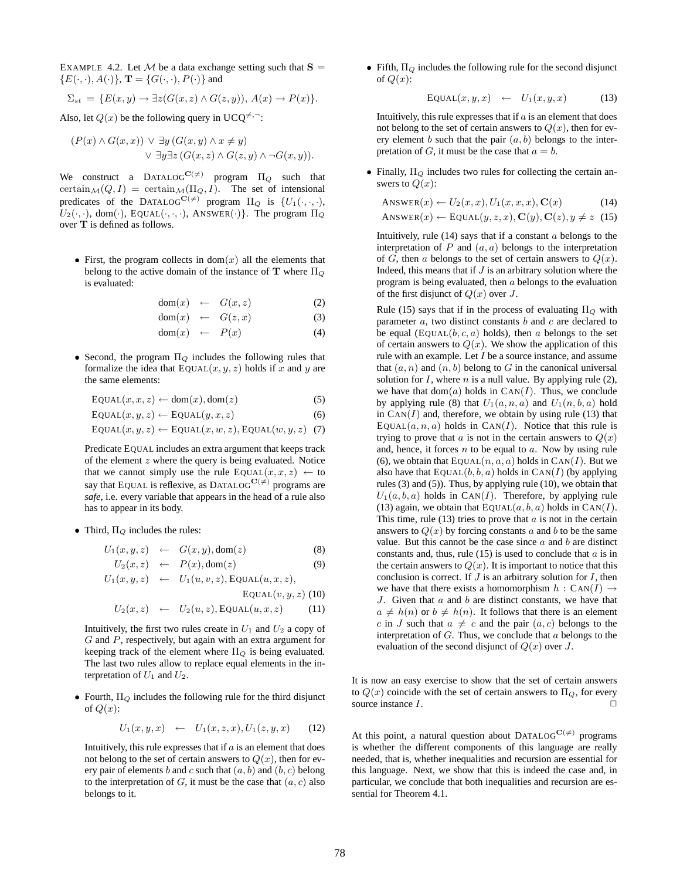EXAMPLE 4.2. Let $\mathcal{M}$ be a data exchange setting such that $\mathbf{S} = \{E(\cdot,\cdot), A(\cdot)\}$, $\mathbf{T} = \{G(\cdot,\cdot), P(\cdot)\}$ and

$$\Sigma_{st} = \{E(x,y) \rightarrow \exists z (G(x,z) \wedge G(z,y)),\ A(x) \rightarrow P(x)\}.$$

Also, let $Q(x)$ be the following query in UCQ$^{\neq,\neg}$:

$$(P(x) \wedge G(x,x)) \vee \exists y\, (G(x,y) \wedge x \neq y) \\ \vee \exists y \exists z\, (G(x,z) \wedge G(z,y) \wedge \neg G(x,y)).$$

We construct a DATALOG$^{\mathbf{C}(\neq)}$ program $\Pi_Q$ such that $\text{certain}_{\mathcal{M}}(Q,I) = \text{certain}_{\mathcal{M}}(\Pi_Q, I)$. The set of intensional predicates of the DATALOG$^{\mathbf{C}(\neq)}$ program $\Pi_Q$ is $\{U_1(\cdot,\cdot,\cdot),$ $U_2(\cdot,\cdot)$, dom$(\cdot)$, EQUAL$(\cdot,\cdot,\cdot)$, ANSWER$(\cdot)\}$. The program $\Pi_Q$ over $\mathbf{T}$ is defined as follows.

- First, the program collects in dom$(x)$ all the elements that belong to the active domain of the instance of $\mathbf{T}$ where $\Pi_Q$ is evaluated:

$$\text{dom}(x) \ \leftarrow \ G(x,z) \quad (2)$$
$$\text{dom}(x) \ \leftarrow \ G(z,x) \quad (3)$$
$$\text{dom}(x) \ \leftarrow \ P(x) \quad (4)$$

- Second, the program $\Pi_Q$ includes the following rules that formalize the idea that EQUAL$(x,y,z)$ holds if $x$ and $y$ are the same elements:

$$\text{EQUAL}(x,x,z) \leftarrow \text{dom}(x), \text{dom}(z) \quad (5)$$
$$\text{EQUAL}(x,y,z) \leftarrow \text{EQUAL}(y,x,z) \quad (6)$$
$$\text{EQUAL}(x,y,z) \leftarrow \text{EQUAL}(x,w,z), \text{EQUAL}(w,y,z) \quad (7)$$

  Predicate EQUAL includes an extra argument that keeps track of the element $z$ where the query is being evaluated. Notice that we cannot simply use the rule EQUAL$(x,x,z) \leftarrow$ to say that EQUAL is reflexive, as DATALOG$^{\mathbf{C}(\neq)}$ programs are *safe*, i.e. every variable that appears in the head of a rule also has to appear in its body.

- Third, $\Pi_Q$ includes the rules:

$$U_1(x,y,z) \ \leftarrow \ G(x,y), \text{dom}(z) \quad (8)$$
$$U_2(x,z) \ \leftarrow \ P(x), \text{dom}(z) \quad (9)$$
$$U_1(x,y,z) \ \leftarrow \ U_1(u,v,z), \text{EQUAL}(u,x,z), \text{EQUAL}(v,y,z) \quad (10)$$
$$U_2(x,z) \ \leftarrow \ U_2(u,z), \text{EQUAL}(u,x,z) \quad (11)$$

  Intuitively, the first two rules create in $U_1$ and $U_2$ a copy of $G$ and $P$, respectively, but again with an extra argument for keeping track of the element where $\Pi_Q$ is being evaluated. The last two rules allow to replace equal elements in the interpretation of $U_1$ and $U_2$.

- Fourth, $\Pi_Q$ includes the following rule for the third disjunct of $Q(x)$:

$$U_1(x,y,x) \ \leftarrow \ U_1(x,z,x), U_1(z,y,x) \quad (12)$$

  Intuitively, this rule expresses that if $a$ is an element that does not belong to the set of certain answers to $Q(x)$, then for every pair of elements $b$ and $c$ such that $(a,b)$ and $(b,c)$ belong to the interpretation of $G$, it must be the case that $(a,c)$ also belongs to it.

- Fifth, $\Pi_Q$ includes the following rule for the second disjunct of $Q(x)$:

$$\text{EQUAL}(x,y,x) \ \leftarrow \ U_1(x,y,x) \quad (13)$$

  Intuitively, this rule expresses that if $a$ is an element that does not belong to the set of certain answers to $Q(x)$, then for every element $b$ such that the pair $(a,b)$ belongs to the interpretation of $G$, it must be the case that $a = b$.

- Finally, $\Pi_Q$ includes two rules for collecting the certain answers to $Q(x)$:

$$\text{ANSWER}(x) \leftarrow U_2(x,x), U_1(x,x,x), \mathbf{C}(x) \quad (14)$$
$$\text{ANSWER}(x) \leftarrow \text{EQUAL}(y,z,x), \mathbf{C}(y), \mathbf{C}(z), y \neq z \quad (15)$$

  Intuitively, rule (14) says that if a constant $a$ belongs to the interpretation of $P$ and $(a,a)$ belongs to the interpretation of $G$, then $a$ belongs to the set of certain answers to $Q(x)$. Indeed, this means that if $J$ is an arbitrary solution where the program is being evaluated, then $a$ belongs to the evaluation of the first disjunct of $Q(x)$ over $J$.

  Rule (15) says that if in the process of evaluating $\Pi_Q$ with parameter $a$, two distinct constants $b$ and $c$ are declared to be equal (EQUAL$(b,c,a)$ holds), then $a$ belongs to the set of certain answers to $Q(x)$. We show the application of this rule with an example. Let $I$ be a source instance, and assume that $(a,n)$ and $(n,b)$ belong to $G$ in the canonical universal solution for $I$, where $n$ is a null value. By applying rule (2), we have that dom$(a)$ holds in CAN$(I)$. Thus, we conclude by applying rule (8) that $U_1(a,n,a)$ and $U_1(n,b,a)$ hold in CAN$(I)$ and, therefore, we obtain by using rule (13) that EQUAL$(a,n,a)$ holds in CAN$(I)$. Notice that this rule is trying to prove that $a$ is not in the certain answers to $Q(x)$ and, hence, it forces $n$ to be equal to $a$. Now by using rule (6), we obtain that EQUAL$(n,a,a)$ holds in CAN$(I)$. But we also have that EQUAL$(b,b,a)$ holds in CAN$(I)$ (by applying rules (3) and (5)). Thus, by applying rule (10), we obtain that $U_1(a,b,a)$ holds in CAN$(I)$. Therefore, by applying rule (13) again, we obtain that EQUAL$(a,b,a)$ holds in CAN$(I)$. This time, rule (13) tries to prove that $a$ is not in the certain answers to $Q(x)$ by forcing constants $a$ and $b$ to be the same value. But this cannot be the case since $a$ and $b$ are distinct constants and, thus, rule (15) is used to conclude that $a$ is in the certain answers to $Q(x)$. It is important to notice that this conclusion is correct. If $J$ is an arbitrary solution for $I$, then we have that there exists a homomorphism $h : \text{CAN}(I) \rightarrow J$. Given that $a$ and $b$ are distinct constants, we have that $a \neq h(n)$ or $b \neq h(n)$. It follows that there is an element $c$ in $J$ such that $a \neq c$ and the pair $(a,c)$ belongs to the interpretation of $G$. Thus, we conclude that $a$ belongs to the evaluation of the second disjunct of $Q(x)$ over $J$.

It is now an easy exercise to show that the set of certain answers to $Q(x)$ coincide with the set of certain answers to $\Pi_Q$, for every source instance $I$. □

At this point, a natural question about DATALOG$^{\mathbf{C}(\neq)}$ programs is whether the different components of this language are really needed, that is, whether inequalities and recursion are essential for this language. Next, we show that this is indeed the case and, in particular, we conclude that both inequalities and recursion are essential for Theorem 4.1.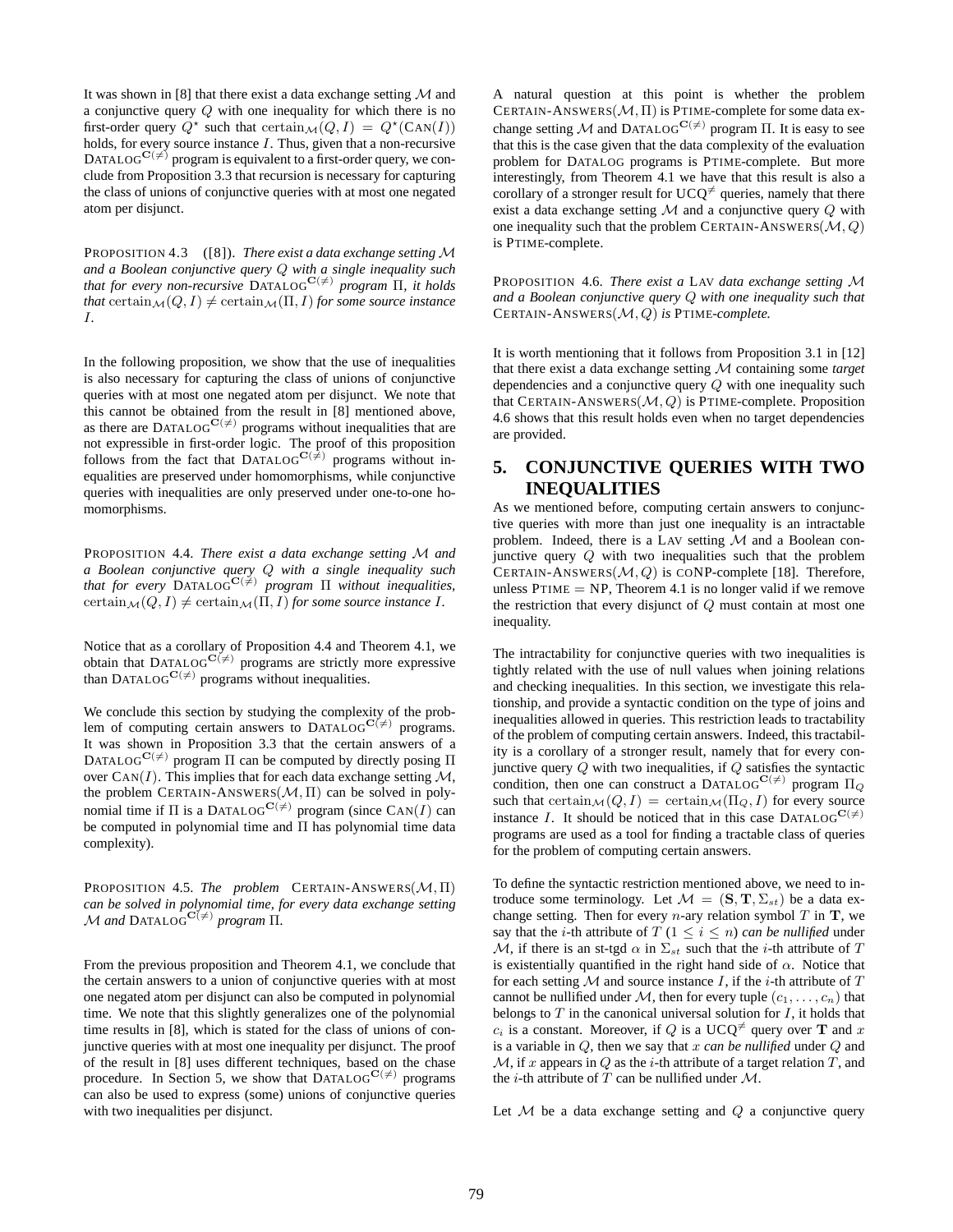It was shown in [8] that there exist a data exchange setting $\mathcal{M}$ and a conjunctive query $Q$ with one inequality for which there is no first-order query $Q^\star$ such that $\text{certain}_{\mathcal{M}}(Q, I) = Q^\star(\text{CAN}(I))$ holds, for every source instance $I$. Thus, given that a non-recursive DATALOG$^{\mathbf{C}(\neq)}$ program is equivalent to a first-order query, we conclude from Proposition 3.3 that recursion is necessary for capturing the class of unions of conjunctive queries with at most one negated atom per disjunct.

PROPOSITION 4.3 ([8]). *There exist a data exchange setting $\mathcal{M}$ and a Boolean conjunctive query $Q$ with a single inequality such that for every non-recursive* DATALOG$^{\mathbf{C}(\neq)}$ *program $\Pi$, it holds that $\text{certain}_{\mathcal{M}}(Q, I) \neq \text{certain}_{\mathcal{M}}(\Pi, I)$ for some source instance $I$.*

In the following proposition, we show that the use of inequalities is also necessary for capturing the class of unions of conjunctive queries with at most one negated atom per disjunct. We note that this cannot be obtained from the result in [8] mentioned above, as there are DATALOG$^{\mathbf{C}(\neq)}$ programs without inequalities that are not expressible in first-order logic. The proof of this proposition follows from the fact that DATALOG$^{\mathbf{C}(\neq)}$ programs without inequalities are preserved under homomorphisms, while conjunctive queries with inequalities are only preserved under one-to-one homomorphisms.

PROPOSITION 4.4. *There exist a data exchange setting $\mathcal{M}$ and a Boolean conjunctive query $Q$ with a single inequality such that for every* DATALOG$^{\mathbf{C}(\neq)}$ *program $\Pi$ without inequalities, $\text{certain}_{\mathcal{M}}(Q, I) \neq \text{certain}_{\mathcal{M}}(\Pi, I)$ for some source instance $I$.*

Notice that as a corollary of Proposition 4.4 and Theorem 4.1, we obtain that DATALOG$^{\mathbf{C}(\neq)}$ programs are strictly more expressive than DATALOG$^{\mathbf{C}(\neq)}$ programs without inequalities.

We conclude this section by studying the complexity of the problem of computing certain answers to DATALOG$^{\mathbf{C}(\neq)}$ programs. It was shown in Proposition 3.3 that the certain answers of a DATALOG$^{\mathbf{C}(\neq)}$ program $\Pi$ can be computed by directly posing $\Pi$ over CAN$(I)$. This implies that for each data exchange setting $\mathcal{M}$, the problem CERTAIN-ANSWERS$(\mathcal{M}, \Pi)$ can be solved in polynomial time if $\Pi$ is a DATALOG$^{\mathbf{C}(\neq)}$ program (since CAN$(I)$ can be computed in polynomial time and $\Pi$ has polynomial time data complexity).

PROPOSITION 4.5. *The problem* CERTAIN-ANSWERS$(\mathcal{M}, \Pi)$ *can be solved in polynomial time, for every data exchange setting $\mathcal{M}$ and* DATALOG$^{\mathbf{C}(\neq)}$ *program $\Pi$.*

From the previous proposition and Theorem 4.1, we conclude that the certain answers to a union of conjunctive queries with at most one negated atom per disjunct can also be computed in polynomial time. We note that this slightly generalizes one of the polynomial time results in [8], which is stated for the class of unions of conjunctive queries with at most one inequality per disjunct. The proof of the result in [8] uses different techniques, based on the chase procedure. In Section 5, we show that DATALOG$^{\mathbf{C}(\neq)}$ programs can also be used to express (some) unions of conjunctive queries with two inequalities per disjunct.

A natural question at this point is whether the problem CERTAIN-ANSWERS$(\mathcal{M}, \Pi)$ is PTIME-complete for some data exchange setting $\mathcal{M}$ and DATALOG$^{\mathbf{C}(\neq)}$ program $\Pi$. It is easy to see that this is the case given that the data complexity of the evaluation problem for DATALOG programs is PTIME-complete. But more interestingly, from Theorem 4.1 we have that this result is also a corollary of a stronger result for UCQ$^{\neq}$ queries, namely that there exist a data exchange setting $\mathcal{M}$ and a conjunctive query $Q$ with one inequality such that the problem CERTAIN-ANSWERS$(\mathcal{M}, Q)$ is PTIME-complete.

PROPOSITION 4.6. *There exist a* LAV *data exchange setting $\mathcal{M}$ and a Boolean conjunctive query $Q$ with one inequality such that* CERTAIN-ANSWERS$(\mathcal{M}, Q)$ *is* PTIME*-complete.*

It is worth mentioning that it follows from Proposition 3.1 in [12] that there exist a data exchange setting $\mathcal{M}$ containing some *target* dependencies and a conjunctive query $Q$ with one inequality such that CERTAIN-ANSWERS$(\mathcal{M}, Q)$ is PTIME-complete. Proposition 4.6 shows that this result holds even when no target dependencies are provided.

# 5. CONJUNCTIVE QUERIES WITH TWO INEQUALITIES

As we mentioned before, computing certain answers to conjunctive queries with more than just one inequality is an intractable problem. Indeed, there is a LAV setting $\mathcal{M}$ and a Boolean conjunctive query $Q$ with two inequalities such that the problem CERTAIN-ANSWERS$(\mathcal{M}, Q)$ is CONP-complete [18]. Therefore, unless PTIME = NP, Theorem 4.1 is no longer valid if we remove the restriction that every disjunct of $Q$ must contain at most one inequality.

The intractability for conjunctive queries with two inequalities is tightly related with the use of null values when joining relations and checking inequalities. In this section, we investigate this relationship, and provide a syntactic condition on the type of joins and inequalities allowed in queries. This restriction leads to tractability of the problem of computing certain answers. Indeed, this tractability is a corollary of a stronger result, namely that for every conjunctive query $Q$ with two inequalities, if $Q$ satisfies the syntactic condition, then one can construct a DATALOG$^{\mathbf{C}(\neq)}$ program $\Pi_Q$ such that $\text{certain}_{\mathcal{M}}(Q, I) = \text{certain}_{\mathcal{M}}(\Pi_Q, I)$ for every source instance $I$. It should be noticed that in this case DATALOG$^{\mathbf{C}(\neq)}$ programs are used as a tool for finding a tractable class of queries for the problem of computing certain answers.

To define the syntactic restriction mentioned above, we need to introduce some terminology. Let $\mathcal{M} = (\mathbf{S}, \mathbf{T}, \Sigma_{st})$ be a data exchange setting. Then for every $n$-ary relation symbol $T$ in $\mathbf{T}$, we say that the $i$-th attribute of $T$ ($1 \leq i \leq n$) *can be nullified* under $\mathcal{M}$, if there is an st-tgd $\alpha$ in $\Sigma_{st}$ such that the $i$-th attribute of $T$ is existentially quantified in the right hand side of $\alpha$. Notice that for each setting $\mathcal{M}$ and source instance $I$, if the $i$-th attribute of $T$ cannot be nullified under $\mathcal{M}$, then for every tuple $(c_1, \ldots, c_n)$ that belongs to $T$ in the canonical universal solution for $I$, it holds that $c_i$ is a constant. Moreover, if $Q$ is a UCQ$^{\neq}$ query over $\mathbf{T}$ and $x$ is a variable in $Q$, then we say that $x$ *can be nullified* under $Q$ and $\mathcal{M}$, if $x$ appears in $Q$ as the $i$-th attribute of a target relation $T$, and the $i$-th attribute of $T$ can be nullified under $\mathcal{M}$.

Let $\mathcal{M}$ be a data exchange setting and $Q$ a conjunctive query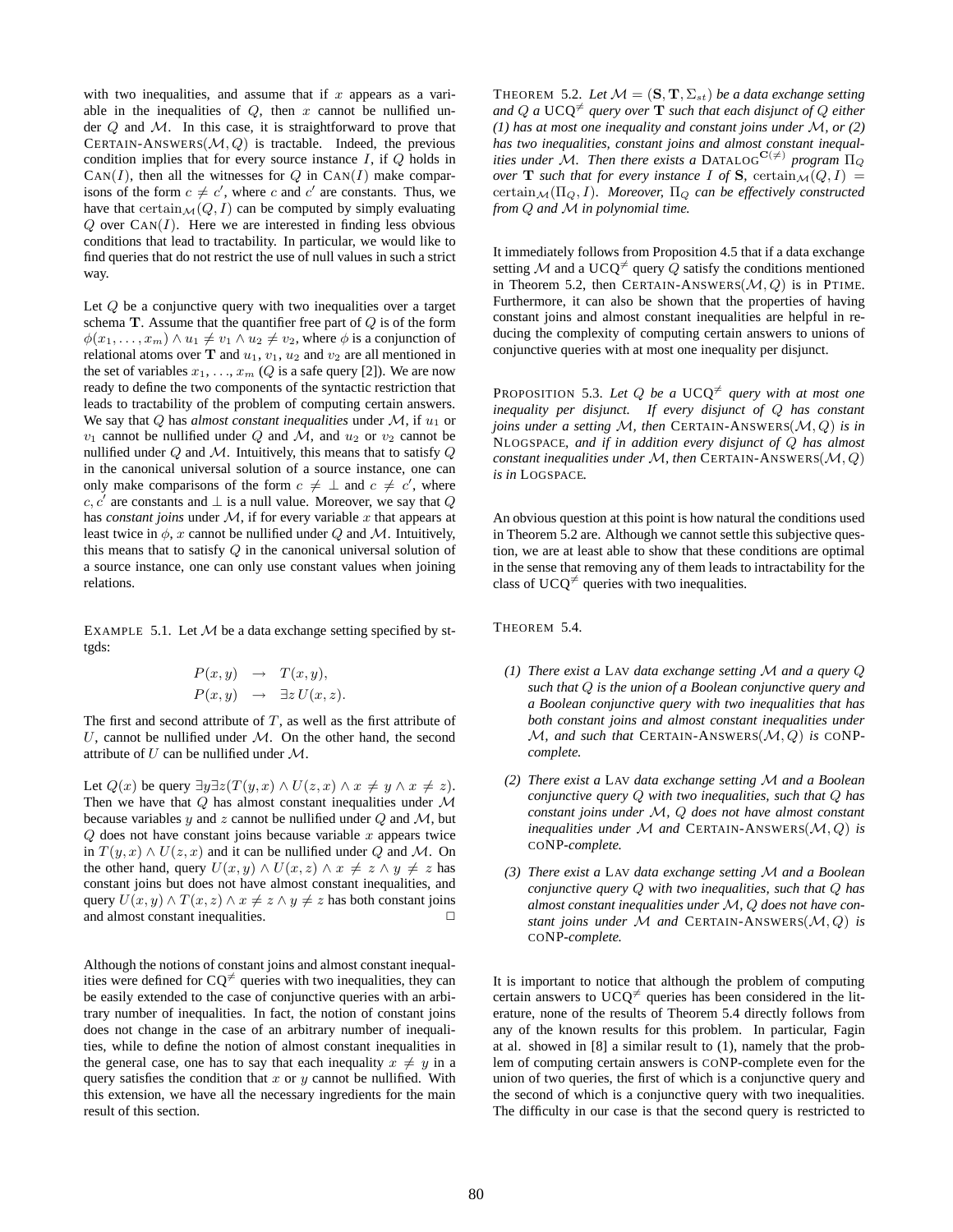with two inequalities, and assume that if $x$ appears as a variable in the inequalities of $Q$, then $x$ cannot be nullified under $Q$ and $\mathcal{M}$. In this case, it is straightforward to prove that CERTAIN-ANSWERS($\mathcal{M}, Q$) is tractable. Indeed, the previous condition implies that for every source instance $I$, if $Q$ holds in CAN($I$), then all the witnesses for $Q$ in CAN($I$) make comparisons of the form $c \neq c'$, where $c$ and $c'$ are constants. Thus, we have that $\text{certain}_{\mathcal{M}}(Q, I)$ can be computed by simply evaluating $Q$ over CAN($I$). Here we are interested in finding less obvious conditions that lead to tractability. In particular, we would like to find queries that do not restrict the use of null values in such a strict way.

Let $Q$ be a conjunctive query with two inequalities over a target schema $\mathbf{T}$. Assume that the quantifier free part of $Q$ is of the form $\phi(x_1, \ldots, x_m) \wedge u_1 \neq v_1 \wedge u_2 \neq v_2$, where $\phi$ is a conjunction of relational atoms over $\mathbf{T}$ and $u_1$, $v_1$, $u_2$ and $v_2$ are all mentioned in the set of variables $x_1, \ldots, x_m$ ($Q$ is a safe query [2]). We are now ready to define the two components of the syntactic restriction that leads to tractability of the problem of computing certain answers. We say that $Q$ has *almost constant inequalities* under $\mathcal{M}$, if $u_1$ or $v_1$ cannot be nullified under $Q$ and $\mathcal{M}$, and $u_2$ or $v_2$ cannot be nullified under $Q$ and $\mathcal{M}$. Intuitively, this means that to satisfy $Q$ in the canonical universal solution of a source instance, one can only make comparisons of the form $c \neq \bot$ and $c \neq c'$, where $c, c'$ are constants and $\bot$ is a null value. Moreover, we say that $Q$ has *constant joins* under $\mathcal{M}$, if for every variable $x$ that appears at least twice in $\phi$, $x$ cannot be nullified under $Q$ and $\mathcal{M}$. Intuitively, this means that to satisfy $Q$ in the canonical universal solution of a source instance, one can only use constant values when joining relations.

EXAMPLE 5.1. Let $\mathcal{M}$ be a data exchange setting specified by st-tgds:

$$\begin{aligned} P(x, y) &\rightarrow T(x, y), \\ P(x, y) &\rightarrow \exists z\, U(x, z). \end{aligned}$$

The first and second attribute of $T$, as well as the first attribute of $U$, cannot be nullified under $\mathcal{M}$. On the other hand, the second attribute of $U$ can be nullified under $\mathcal{M}$.

Let $Q(x)$ be query $\exists y \exists z (T(y, x) \wedge U(z, x) \wedge x \neq y \wedge x \neq z)$. Then we have that $Q$ has almost constant inequalities under $\mathcal{M}$ because variables $y$ and $z$ cannot be nullified under $Q$ and $\mathcal{M}$, but $Q$ does not have constant joins because variable $x$ appears twice in $T(y, x) \wedge U(z, x)$ and it can be nullified under $Q$ and $\mathcal{M}$. On the other hand, query $U(x, y) \wedge U(x, z) \wedge x \neq z \wedge y \neq z$ has constant joins but does not have almost constant inequalities, and query $U(x, y) \wedge T(x, z) \wedge x \neq z \wedge y \neq z$ has both constant joins and almost constant inequalities. □

Although the notions of constant joins and almost constant inequalities were defined for $\text{CQ}^{\neq}$ queries with two inequalities, they can be easily extended to the case of conjunctive queries with an arbitrary number of inequalities. In fact, the notion of constant joins does not change in the case of an arbitrary number of inequalities, while to define the notion of almost constant inequalities in the general case, one has to say that each inequality $x \neq y$ in a query satisfies the condition that $x$ or $y$ cannot be nullified. With this extension, we have all the necessary ingredients for the main result of this section.

THEOREM 5.2. *Let $\mathcal{M} = (\mathbf{S}, \mathbf{T}, \Sigma_{st})$ be a data exchange setting and $Q$ a $\text{UCQ}^{\neq}$ query over $\mathbf{T}$ such that each disjunct of $Q$ either (1) has at most one inequality and constant joins under $\mathcal{M}$, or (2) has two inequalities, constant joins and almost constant inequalities under $\mathcal{M}$. Then there exists a $\text{DATALOG}^{\mathbf{C}(\neq)}$ program $\Pi_Q$ over $\mathbf{T}$ such that for every instance $I$ of $\mathbf{S}$, $\text{certain}_{\mathcal{M}}(Q, I) = \text{certain}_{\mathcal{M}}(\Pi_Q, I)$. Moreover, $\Pi_Q$ can be effectively constructed from $Q$ and $\mathcal{M}$ in polynomial time.*

It immediately follows from Proposition 4.5 that if a data exchange setting $\mathcal{M}$ and a $\text{UCQ}^{\neq}$ query $Q$ satisfy the conditions mentioned in Theorem 5.2, then CERTAIN-ANSWERS($\mathcal{M}, Q$) is in PTIME. Furthermore, it can also be shown that the properties of having constant joins and almost constant inequalities are helpful in reducing the complexity of computing certain answers to unions of conjunctive queries with at most one inequality per disjunct.

PROPOSITION 5.3. *Let $Q$ be a $\text{UCQ}^{\neq}$ query with at most one inequality per disjunct. If every disjunct of $Q$ has constant joins under a setting $\mathcal{M}$, then CERTAIN-ANSWERS($\mathcal{M}, Q$) is in NLOGSPACE, and if in addition every disjunct of $Q$ has almost constant inequalities under $\mathcal{M}$, then CERTAIN-ANSWERS($\mathcal{M}, Q$) is in LOGSPACE.*

An obvious question at this point is how natural the conditions used in Theorem 5.2 are. Although we cannot settle this subjective question, we are at least able to show that these conditions are optimal in the sense that removing any of them leads to intractability for the class of $\text{UCQ}^{\neq}$ queries with two inequalities.

THEOREM 5.4.

*(1) There exist a LAV data exchange setting $\mathcal{M}$ and a query $Q$ such that $Q$ is the union of a Boolean conjunctive query and a Boolean conjunctive query with two inequalities that has both constant joins and almost constant inequalities under $\mathcal{M}$, and such that CERTAIN-ANSWERS($\mathcal{M}, Q$) is CONP-complete.*

*(2) There exist a LAV data exchange setting $\mathcal{M}$ and a Boolean conjunctive query $Q$ with two inequalities, such that $Q$ has constant joins under $\mathcal{M}$, $Q$ does not have almost constant inequalities under $\mathcal{M}$ and CERTAIN-ANSWERS($\mathcal{M}, Q$) is CONP-complete.*

*(3) There exist a LAV data exchange setting $\mathcal{M}$ and a Boolean conjunctive query $Q$ with two inequalities, such that $Q$ has almost constant inequalities under $\mathcal{M}$, $Q$ does not have constant joins under $\mathcal{M}$ and CERTAIN-ANSWERS($\mathcal{M}, Q$) is CONP-complete.*

It is important to notice that although the problem of computing certain answers to $\text{UCQ}^{\neq}$ queries has been considered in the literature, none of the results of Theorem 5.4 directly follows from any of the known results for this problem. In particular, Fagin at al. showed in [8] a similar result to (1), namely that the problem of computing certain answers is CONP-complete even for the union of two queries, the first of which is a conjunctive query and the second of which is a conjunctive query with two inequalities. The difficulty in our case is that the second query is restricted to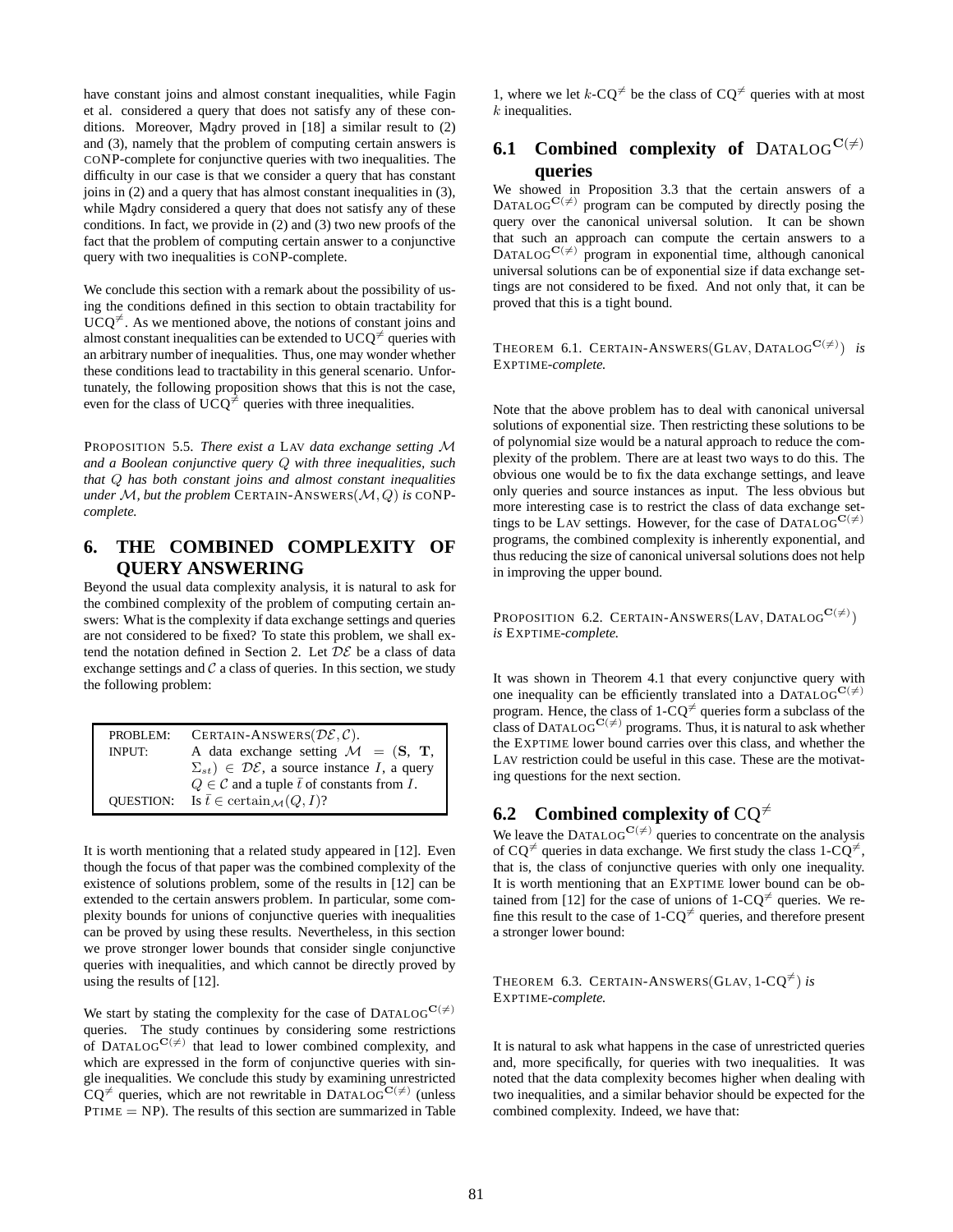have constant joins and almost constant inequalities, while Fagin et al. considered a query that does not satisfy any of these conditions. Moreover, Mądry proved in [18] a similar result to (2) and (3), namely that the problem of computing certain answers is coNP-complete for conjunctive queries with two inequalities. The difficulty in our case is that we consider a query that has constant joins in (2) and a query that has almost constant inequalities in (3), while Mądry considered a query that does not satisfy any of these conditions. In fact, we provide in (2) and (3) two new proofs of the fact that the problem of computing certain answer to a conjunctive query with two inequalities is coNP-complete.

We conclude this section with a remark about the possibility of using the conditions defined in this section to obtain tractability for $\text{UCQ}^{\neq}$. As we mentioned above, the notions of constant joins and almost constant inequalities can be extended to $\text{UCQ}^{\neq}$ queries with an arbitrary number of inequalities. Thus, one may wonder whether these conditions lead to tractability in this general scenario. Unfortunately, the following proposition shows that this is not the case, even for the class of $\text{UCQ}^{\neq}$ queries with three inequalities.

PROPOSITION 5.5. *There exist a* LAV *data exchange setting $\mathcal{M}$ and a Boolean conjunctive query $Q$ with three inequalities, such that $Q$ has both constant joins and almost constant inequalities under $\mathcal{M}$, but the problem* CERTAIN-ANSWERS$(\mathcal{M}, Q)$ *is* coNP-*complete.*

# 6. THE COMBINED COMPLEXITY OF QUERY ANSWERING

Beyond the usual data complexity analysis, it is natural to ask for the combined complexity of the problem of computing certain answers: What is the complexity if data exchange settings and queries are not considered to be fixed? To state this problem, we shall extend the notation defined in Section 2. Let $\mathcal{DE}$ be a class of data exchange settings and $\mathcal{C}$ a class of queries. In this section, we study the following problem:

| | |
|---|---|
| PROBLEM: | CERTAIN-ANSWERS$(\mathcal{DE}, \mathcal{C})$. |
| INPUT: | A data exchange setting $\mathcal{M} = (\mathbf{S}, \mathbf{T}, \Sigma_{st}) \in \mathcal{DE}$, a source instance $I$, a query $Q \in \mathcal{C}$ and a tuple $\bar{t}$ of constants from $I$. |
| QUESTION: | Is $\bar{t} \in \text{certain}_{\mathcal{M}}(Q, I)$? |

It is worth mentioning that a related study appeared in [12]. Even though the focus of that paper was the combined complexity of the existence of solutions problem, some of the results in [12] can be extended to the certain answers problem. In particular, some complexity bounds for unions of conjunctive queries with inequalities can be proved by using these results. Nevertheless, in this section we prove stronger lower bounds that consider single conjunctive queries with inequalities, and which cannot be directly proved by using the results of [12].

We start by stating the complexity for the case of $\text{DATALOG}^{\mathbf{C}(\neq)}$ queries. The study continues by considering some restrictions of $\text{DATALOG}^{\mathbf{C}(\neq)}$ that lead to lower combined complexity, and which are expressed in the form of conjunctive queries with single inequalities. We conclude this study by examining unrestricted $\text{CQ}^{\neq}$ queries, which are not rewritable in $\text{DATALOG}^{\mathbf{C}(\neq)}$ (unless $\text{PTIME} = \text{NP}$). The results of this section are summarized in Table 1, where we let $k$-$\text{CQ}^{\neq}$ be the class of $\text{CQ}^{\neq}$ queries with at most $k$ inequalities.

## 6.1 Combined complexity of $\text{DATALOG}^{\mathbf{C}(\neq)}$ queries

We showed in Proposition 3.3 that the certain answers of a $\text{DATALOG}^{\mathbf{C}(\neq)}$ program can be computed by directly posing the query over the canonical universal solution. It can be shown that such an approach can compute the certain answers to a $\text{DATALOG}^{\mathbf{C}(\neq)}$ program in exponential time, although canonical universal solutions can be of exponential size if data exchange settings are not considered to be fixed. And not only that, it can be proved that this is a tight bound.

THEOREM 6.1. CERTAIN-ANSWERS(GLAV, $\text{DATALOG}^{\mathbf{C}(\neq)}$) *is* EXPTIME-*complete.*

Note that the above problem has to deal with canonical universal solutions of exponential size. Then restricting these solutions to be of polynomial size would be a natural approach to reduce the complexity of the problem. There are at least two ways to do this. The obvious one would be to fix the data exchange settings, and leave only queries and source instances as input. The less obvious but more interesting case is to restrict the class of data exchange settings to be LAV settings. However, for the case of $\text{DATALOG}^{\mathbf{C}(\neq)}$ programs, the combined complexity is inherently exponential, and thus reducing the size of canonical universal solutions does not help in improving the upper bound.

PROPOSITION 6.2. CERTAIN-ANSWERS(LAV, $\text{DATALOG}^{\mathbf{C}(\neq)}$) *is* EXPTIME-*complete.*

It was shown in Theorem 4.1 that every conjunctive query with one inequality can be efficiently translated into a $\text{DATALOG}^{\mathbf{C}(\neq)}$ program. Hence, the class of 1-$\text{CQ}^{\neq}$ queries form a subclass of the class of $\text{DATALOG}^{\mathbf{C}(\neq)}$ programs. Thus, it is natural to ask whether the EXPTIME lower bound carries over this class, and whether the LAV restriction could be useful in this case. These are the motivating questions for the next section.

## 6.2 Combined complexity of $\text{CQ}^{\neq}$

We leave the $\text{DATALOG}^{\mathbf{C}(\neq)}$ queries to concentrate on the analysis of $\text{CQ}^{\neq}$ queries in data exchange. We first study the class 1-$\text{CQ}^{\neq}$, that is, the class of conjunctive queries with only one inequality. It is worth mentioning that an EXPTIME lower bound can be obtained from [12] for the case of unions of 1-$\text{CQ}^{\neq}$ queries. We refine this result to the case of 1-$\text{CQ}^{\neq}$ queries, and therefore present a stronger lower bound:

THEOREM 6.3. CERTAIN-ANSWERS(GLAV, 1-$\text{CQ}^{\neq}$) *is* EXPTIME-*complete.*

It is natural to ask what happens in the case of unrestricted queries and, more specifically, for queries with two inequalities. It was noted that the data complexity becomes higher when dealing with two inequalities, and a similar behavior should be expected for the combined complexity. Indeed, we have that: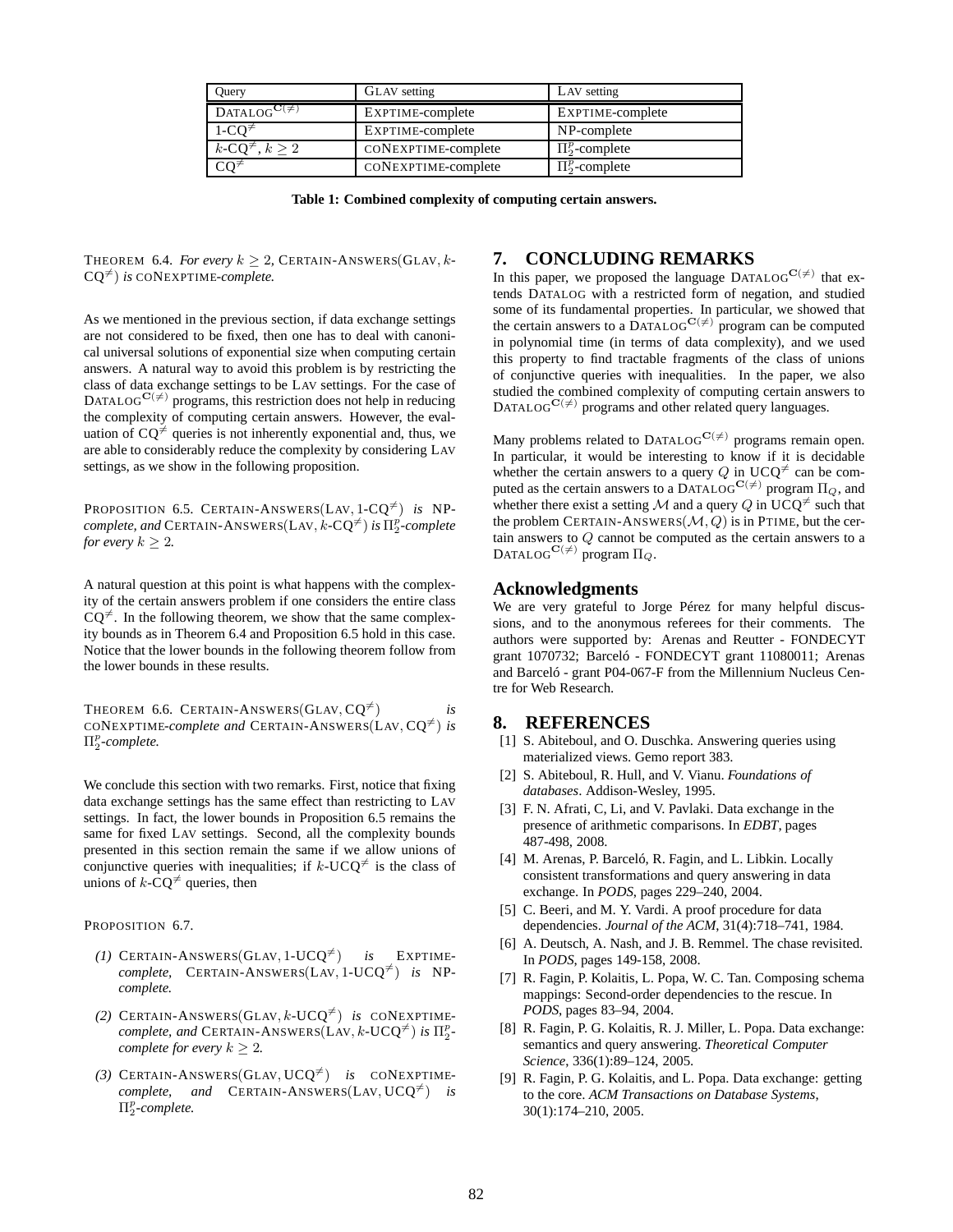| Query | GLAV setting | LAV setting |
|---|---|---|
| $\text{DATALOG}^{\mathbf{C}(\neq)}$ | EXPTIME-complete | EXPTIME-complete |
| 1-$\text{CQ}^{\neq}$ | EXPTIME-complete | NP-complete |
| $k$-$\text{CQ}^{\neq}$, $k \geq 2$ | coNEXPTIME-complete | $\Pi_2^p$-complete |
| $\text{CQ}^{\neq}$ | coNEXPTIME-complete | $\Pi_2^p$-complete |

**Table 1: Combined complexity of computing certain answers.**

THEOREM 6.4. *For every $k \geq 2$,* CERTAIN-ANSWERS(GLAV, $k$-$\text{CQ}^{\neq}$) *is* coNEXPTIME*-complete.*

As we mentioned in the previous section, if data exchange settings are not considered to be fixed, then one has to deal with canonical universal solutions of exponential size when computing certain answers. A natural way to avoid this problem is by restricting the class of data exchange settings to be LAV settings. For the case of $\text{DATALOG}^{\mathbf{C}(\neq)}$ programs, this restriction does not help in reducing the complexity of computing certain answers. However, the evaluation of $\text{CQ}^{\neq}$ queries is not inherently exponential and, thus, we are able to considerably reduce the complexity by considering LAV settings, as we show in the following proposition.

PROPOSITION 6.5. CERTAIN-ANSWERS(LAV, 1-$\text{CQ}^{\neq}$) *is* NP*-complete, and* CERTAIN-ANSWERS(LAV, $k$-$\text{CQ}^{\neq}$) *is* $\Pi_2^p$*-complete for every $k \geq 2$.*

A natural question at this point is what happens with the complexity of the certain answers problem if one considers the entire class $\text{CQ}^{\neq}$. In the following theorem, we show that the same complexity bounds as in Theorem 6.4 and Proposition 6.5 hold in this case. Notice that the lower bounds in the following theorem follow from the lower bounds in these results.

THEOREM 6.6. CERTAIN-ANSWERS(GLAV, $\text{CQ}^{\neq}$) *is* coNEXPTIME*-complete and* CERTAIN-ANSWERS(LAV, $\text{CQ}^{\neq}$) *is* $\Pi_2^p$*-complete.*

We conclude this section with two remarks. First, notice that fixing data exchange settings has the same effect than restricting to LAV settings. In fact, the lower bounds in Proposition 6.5 remains the same for fixed LAV settings. Second, all the complexity bounds presented in this section remain the same if we allow unions of conjunctive queries with inequalities; if $k$-$\text{UCQ}^{\neq}$ is the class of unions of $k$-$\text{CQ}^{\neq}$ queries, then

PROPOSITION 6.7.

*(1)* CERTAIN-ANSWERS(GLAV, 1-$\text{UCQ}^{\neq}$) *is* EXPTIME*-complete,* CERTAIN-ANSWERS(LAV, 1-$\text{UCQ}^{\neq}$) *is* NP*-complete.*

*(2)* CERTAIN-ANSWERS(GLAV, $k$-$\text{UCQ}^{\neq}$) *is* coNEXPTIME*-complete, and* CERTAIN-ANSWERS(LAV, $k$-$\text{UCQ}^{\neq}$) *is* $\Pi_2^p$*-complete for every $k \geq 2$.*

*(3)* CERTAIN-ANSWERS(GLAV, $\text{UCQ}^{\neq}$) *is* coNEXPTIME*-complete, and* CERTAIN-ANSWERS(LAV, $\text{UCQ}^{\neq}$) *is* $\Pi_2^p$*-complete.*

## 7. CONCLUDING REMARKS

In this paper, we proposed the language $\text{DATALOG}^{\mathbf{C}(\neq)}$ that extends DATALOG with a restricted form of negation, and studied some of its fundamental properties. In particular, we showed that the certain answers to a $\text{DATALOG}^{\mathbf{C}(\neq)}$ program can be computed in polynomial time (in terms of data complexity), and we used this property to find tractable fragments of the class of unions of conjunctive queries with inequalities. In the paper, we also studied the combined complexity of computing certain answers to $\text{DATALOG}^{\mathbf{C}(\neq)}$ programs and other related query languages.

Many problems related to $\text{DATALOG}^{\mathbf{C}(\neq)}$ programs remain open. In particular, it would be interesting to know if it is decidable whether the certain answers to a query $Q$ in $\text{UCQ}^{\neq}$ can be computed as the certain answers to a $\text{DATALOG}^{\mathbf{C}(\neq)}$ program $\Pi_Q$, and whether there exist a setting $\mathcal{M}$ and a query $Q$ in $\text{UCQ}^{\neq}$ such that the problem CERTAIN-ANSWERS($\mathcal{M}, Q$) is in PTIME, but the certain answers to $Q$ cannot be computed as the certain answers to a $\text{DATALOG}^{\mathbf{C}(\neq)}$ program $\Pi_Q$.

## Acknowledgments

We are very grateful to Jorge Pérez for many helpful discussions, and to the anonymous referees for their comments. The authors were supported by: Arenas and Reutter - FONDECYT grant 1070732; Barceló - FONDECYT grant 11080011; Arenas and Barceló - grant P04-067-F from the Millennium Nucleus Centre for Web Research.

## 8. REFERENCES

[1] S. Abiteboul, and O. Duschka. Answering queries using materialized views. Gemo report 383.

[2] S. Abiteboul, R. Hull, and V. Vianu. *Foundations of databases*. Addison-Wesley, 1995.

[3] F. N. Afrati, C, Li, and V. Pavlaki. Data exchange in the presence of arithmetic comparisons. In *EDBT*, pages 487-498, 2008.

[4] M. Arenas, P. Barceló, R. Fagin, and L. Libkin. Locally consistent transformations and query answering in data exchange. In *PODS*, pages 229–240, 2004.

[5] C. Beeri, and M. Y. Vardi. A proof procedure for data dependencies. *Journal of the ACM*, 31(4):718–741, 1984.

[6] A. Deutsch, A. Nash, and J. B. Remmel. The chase revisited. In *PODS*, pages 149-158, 2008.

[7] R. Fagin, P. Kolaitis, L. Popa, W. C. Tan. Composing schema mappings: Second-order dependencies to the rescue. In *PODS*, pages 83–94, 2004.

[8] R. Fagin, P. G. Kolaitis, R. J. Miller, L. Popa. Data exchange: semantics and query answering. *Theoretical Computer Science*, 336(1):89–124, 2005.

[9] R. Fagin, P. G. Kolaitis, and L. Popa. Data exchange: getting to the core. *ACM Transactions on Database Systems*, 30(1):174–210, 2005.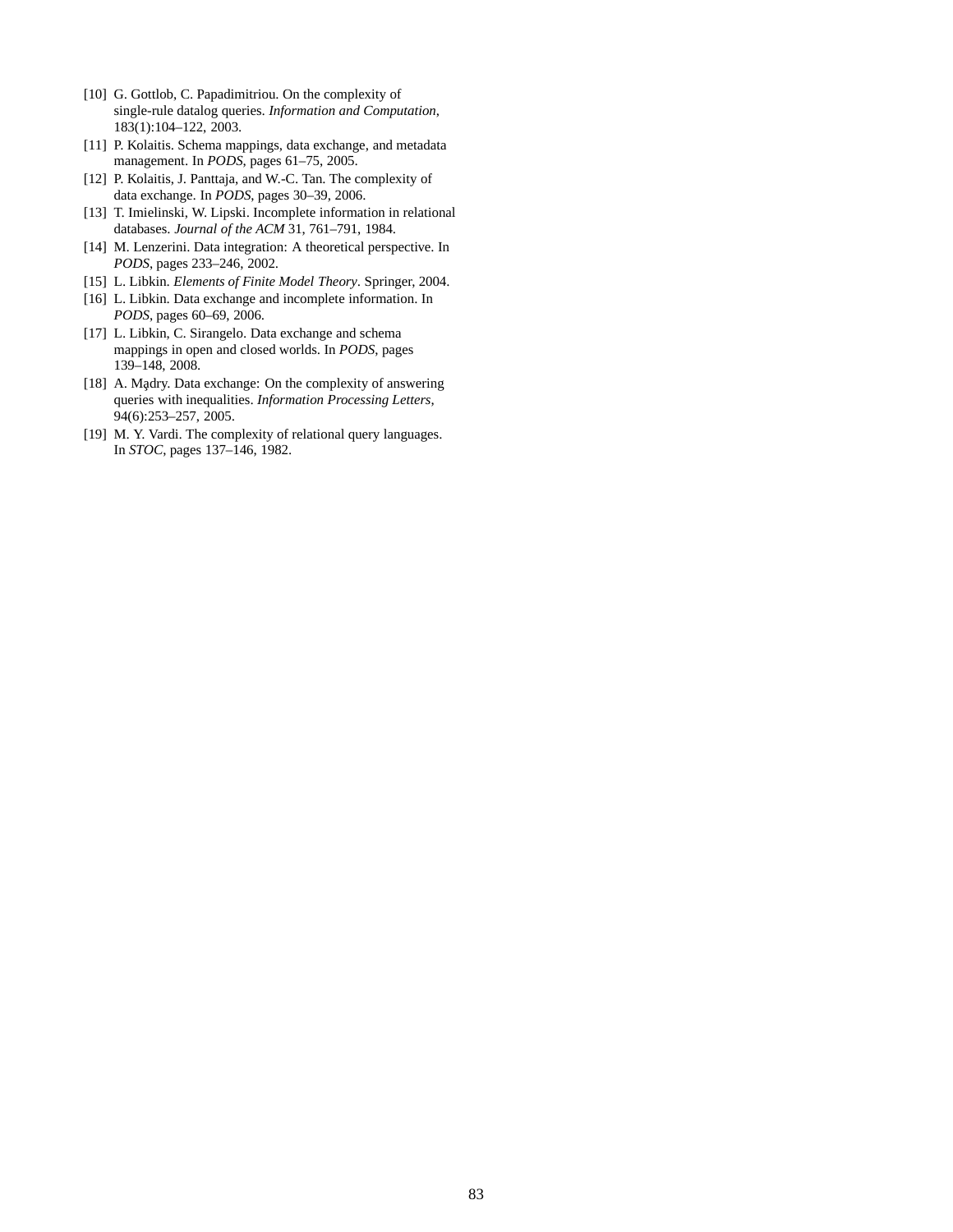[10] G. Gottlob, C. Papadimitriou. On the complexity of single-rule datalog queries. *Information and Computation*, 183(1):104–122, 2003.

[11] P. Kolaitis. Schema mappings, data exchange, and metadata management. In *PODS*, pages 61–75, 2005.

[12] P. Kolaitis, J. Panttaja, and W.-C. Tan. The complexity of data exchange. In *PODS*, pages 30–39, 2006.

[13] T. Imielinski, W. Lipski. Incomplete information in relational databases. *Journal of the ACM* 31, 761–791, 1984.

[14] M. Lenzerini. Data integration: A theoretical perspective. In *PODS*, pages 233–246, 2002.

[15] L. Libkin. *Elements of Finite Model Theory*. Springer, 2004.

[16] L. Libkin. Data exchange and incomplete information. In *PODS*, pages 60–69, 2006.

[17] L. Libkin, C. Sirangelo. Data exchange and schema mappings in open and closed worlds. In *PODS*, pages 139–148, 2008.

[18] A. Mądry. Data exchange: On the complexity of answering queries with inequalities. *Information Processing Letters*, 94(6):253–257, 2005.

[19] M. Y. Vardi. The complexity of relational query languages. In *STOC*, pages 137–146, 1982.